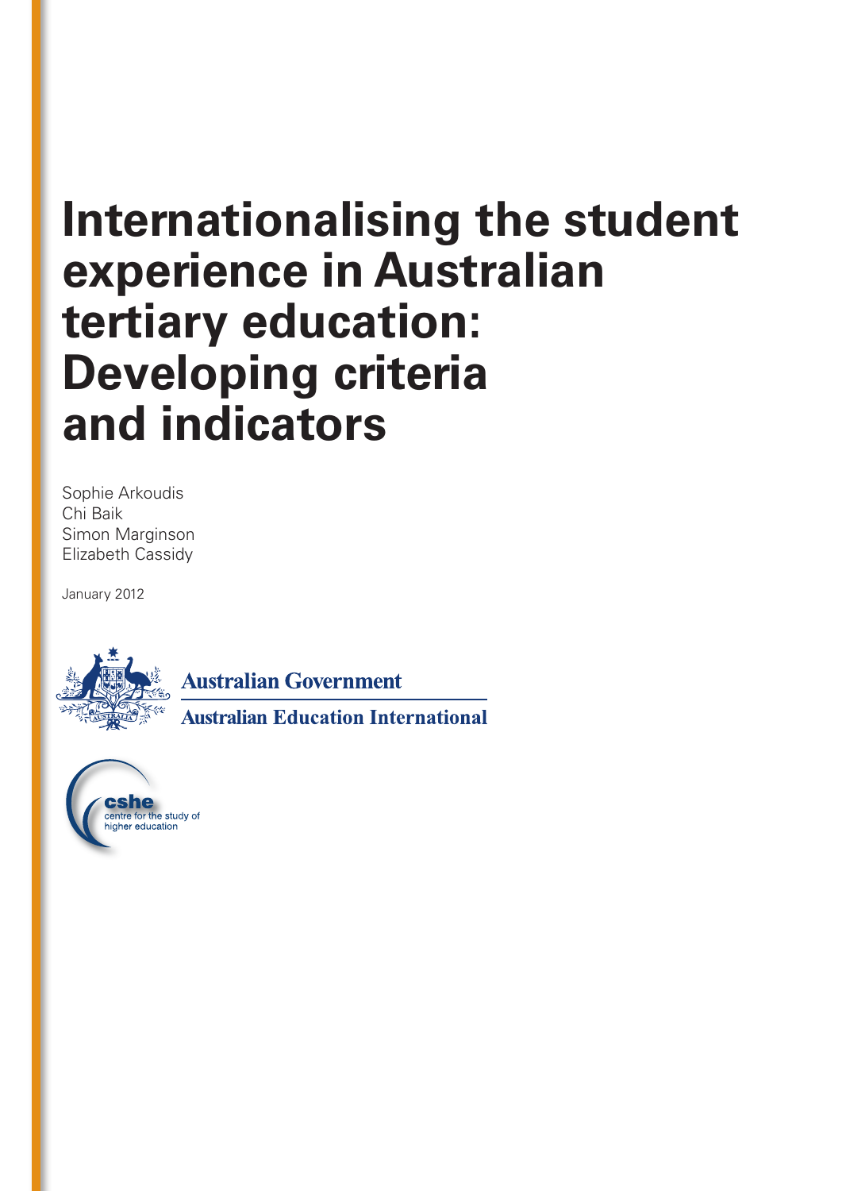# Internationalising the student experience in Australian tertiary education: Developing criteria and indicators

Sophie Arkoudis
Chi Baik
Simon Marginson
Elizabeth Cassidy

January 2012

Australian Government
Australian Education International

cshe
centre for the study of higher education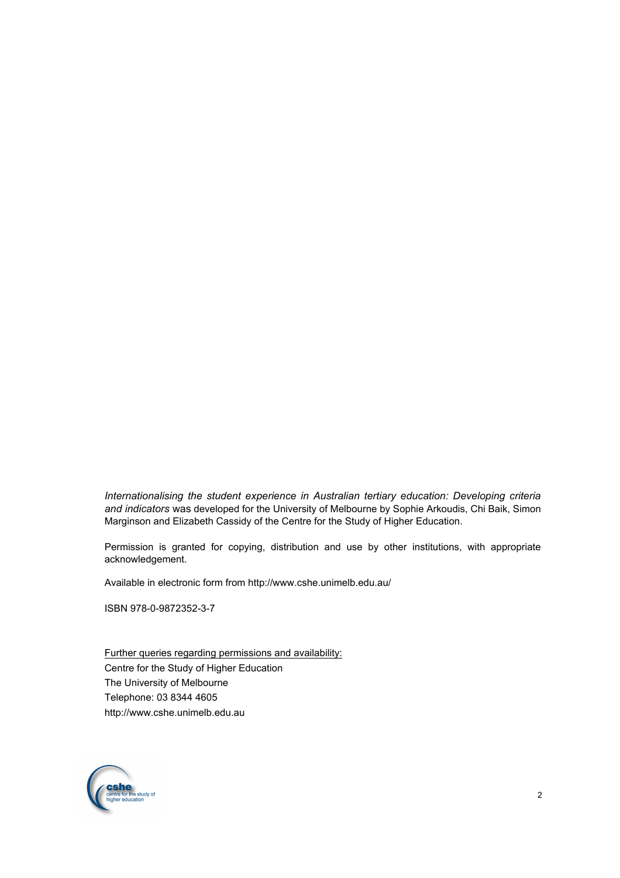*Internationalising the student experience in Australian tertiary education: Developing criteria and indicators* was developed for the University of Melbourne by Sophie Arkoudis, Chi Baik, Simon Marginson and Elizabeth Cassidy of the Centre for the Study of Higher Education.

Permission is granted for copying, distribution and use by other institutions, with appropriate acknowledgement.

Available in electronic form from http://www.cshe.unimelb.edu.au/

ISBN 978-0-9872352-3-7

Further queries regarding permissions and availability:
Centre for the Study of Higher Education
The University of Melbourne
Telephone: 03 8344 4605
http://www.cshe.unimelb.edu.au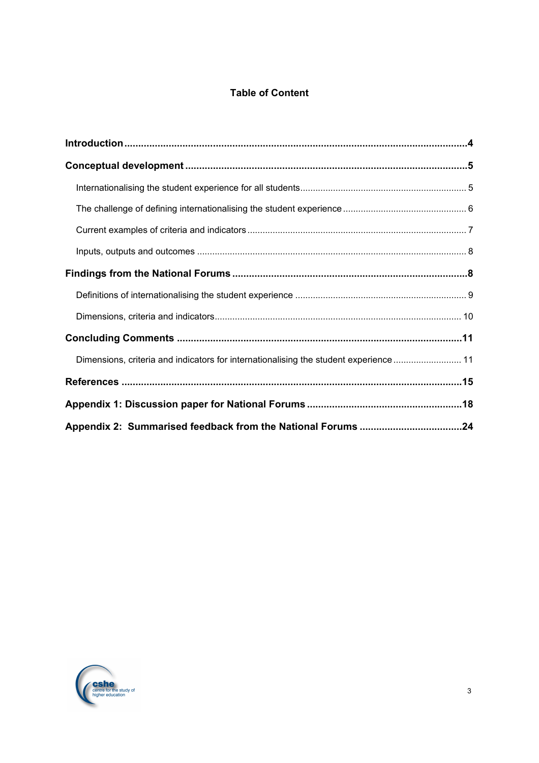## Table of Content

**Introduction** .......... **4**

**Conceptual development** .......... **5**

- Internationalising the student experience for all students .......... 5
- The challenge of defining internationalising the student experience .......... 6
- Current examples of criteria and indicators .......... 7
- Inputs, outputs and outcomes .......... 8

**Findings from the National Forums** .......... **8**

- Definitions of internationalising the student experience .......... 9
- Dimensions, criteria and indicators .......... 10

**Concluding Comments** .......... **11**

- Dimensions, criteria and indicators for internationalising the student experience .......... 11

**References** .......... **15**

**Appendix 1: Discussion paper for National Forums** .......... **18**

**Appendix 2: Summarised feedback from the National Forums** .......... **24**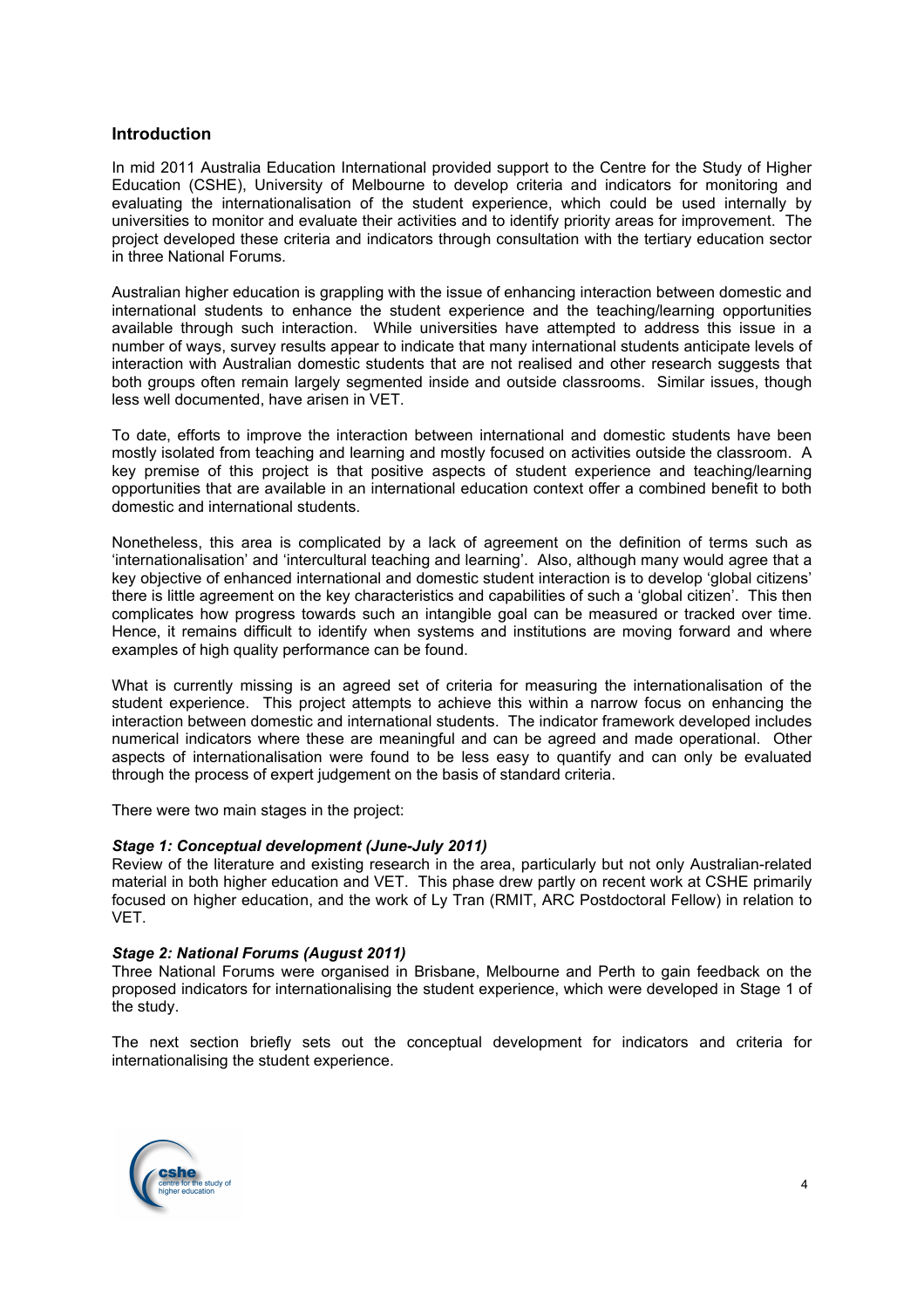## Introduction

In mid 2011 Australia Education International provided support to the Centre for the Study of Higher Education (CSHE), University of Melbourne to develop criteria and indicators for monitoring and evaluating the internationalisation of the student experience, which could be used internally by universities to monitor and evaluate their activities and to identify priority areas for improvement. The project developed these criteria and indicators through consultation with the tertiary education sector in three National Forums.

Australian higher education is grappling with the issue of enhancing interaction between domestic and international students to enhance the student experience and the teaching/learning opportunities available through such interaction. While universities have attempted to address this issue in a number of ways, survey results appear to indicate that many international students anticipate levels of interaction with Australian domestic students that are not realised and other research suggests that both groups often remain largely segmented inside and outside classrooms. Similar issues, though less well documented, have arisen in VET.

To date, efforts to improve the interaction between international and domestic students have been mostly isolated from teaching and learning and mostly focused on activities outside the classroom. A key premise of this project is that positive aspects of student experience and teaching/learning opportunities that are available in an international education context offer a combined benefit to both domestic and international students.

Nonetheless, this area is complicated by a lack of agreement on the definition of terms such as 'internationalisation' and 'intercultural teaching and learning'. Also, although many would agree that a key objective of enhanced international and domestic student interaction is to develop 'global citizens' there is little agreement on the key characteristics and capabilities of such a 'global citizen'. This then complicates how progress towards such an intangible goal can be measured or tracked over time. Hence, it remains difficult to identify when systems and institutions are moving forward and where examples of high quality performance can be found.

What is currently missing is an agreed set of criteria for measuring the internationalisation of the student experience. This project attempts to achieve this within a narrow focus on enhancing the interaction between domestic and international students. The indicator framework developed includes numerical indicators where these are meaningful and can be agreed and made operational. Other aspects of internationalisation were found to be less easy to quantify and can only be evaluated through the process of expert judgement on the basis of standard criteria.

There were two main stages in the project:

***Stage 1: Conceptual development (June-July 2011)***

Review of the literature and existing research in the area, particularly but not only Australian-related material in both higher education and VET. This phase drew partly on recent work at CSHE primarily focused on higher education, and the work of Ly Tran (RMIT, ARC Postdoctoral Fellow) in relation to VET.

***Stage 2: National Forums (August 2011)***

Three National Forums were organised in Brisbane, Melbourne and Perth to gain feedback on the proposed indicators for internationalising the student experience, which were developed in Stage 1 of the study.

The next section briefly sets out the conceptual development for indicators and criteria for internationalising the student experience.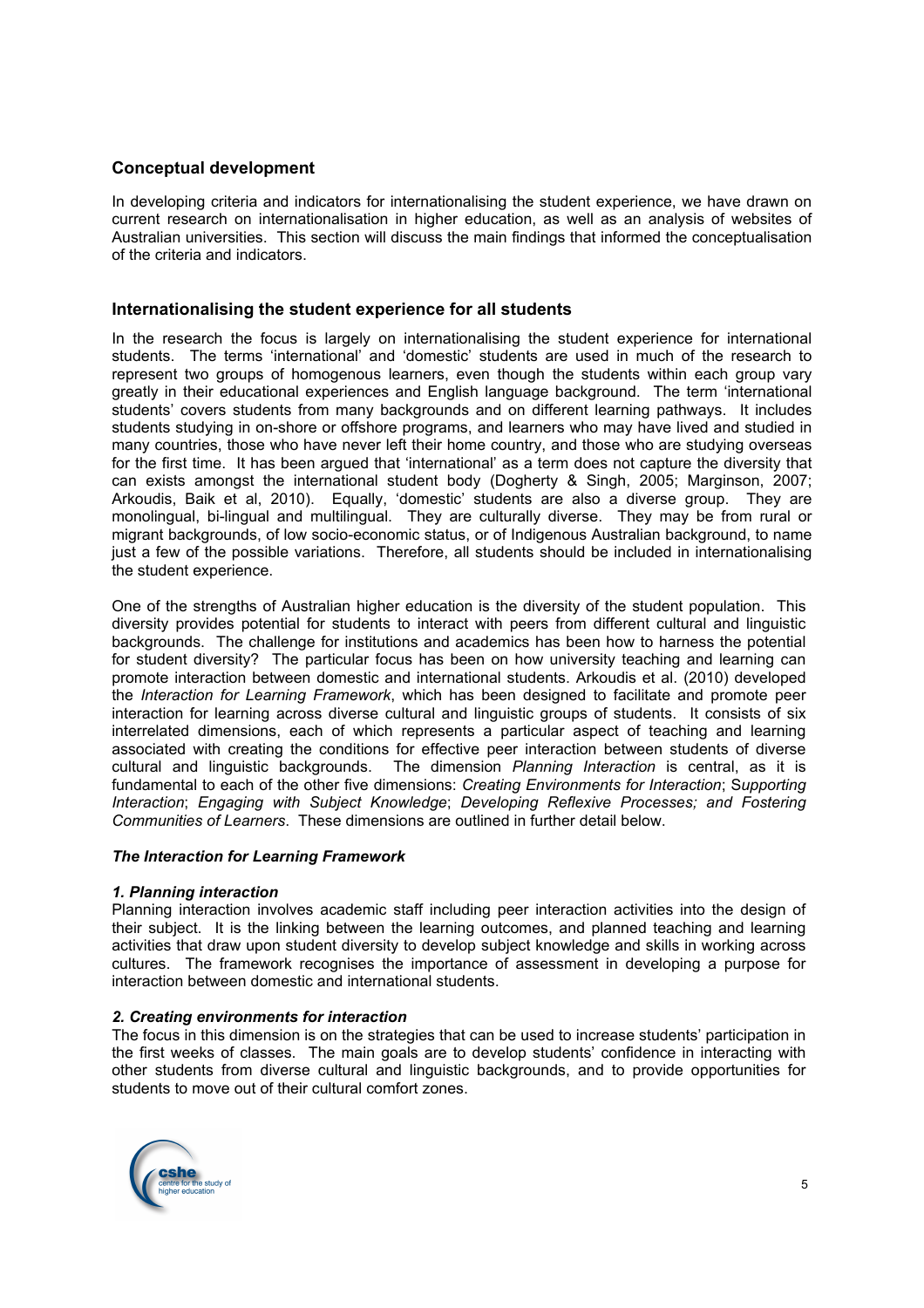## Conceptual development

In developing criteria and indicators for internationalising the student experience, we have drawn on current research on internationalisation in higher education, as well as an analysis of websites of Australian universities. This section will discuss the main findings that informed the conceptualisation of the criteria and indicators.

## Internationalising the student experience for all students

In the research the focus is largely on internationalising the student experience for international students. The terms 'international' and 'domestic' students are used in much of the research to represent two groups of homogenous learners, even though the students within each group vary greatly in their educational experiences and English language background. The term 'international students' covers students from many backgrounds and on different learning pathways. It includes students studying in on-shore or offshore programs, and learners who may have lived and studied in many countries, those who have never left their home country, and those who are studying overseas for the first time. It has been argued that 'international' as a term does not capture the diversity that can exists amongst the international student body (Dogherty & Singh, 2005; Marginson, 2007; Arkoudis, Baik et al, 2010). Equally, 'domestic' students are also a diverse group. They are monolingual, bi-lingual and multilingual. They are culturally diverse. They may be from rural or migrant backgrounds, of low socio-economic status, or of Indigenous Australian background, to name just a few of the possible variations. Therefore, all students should be included in internationalising the student experience.

One of the strengths of Australian higher education is the diversity of the student population. This diversity provides potential for students to interact with peers from different cultural and linguistic backgrounds. The challenge for institutions and academics has been how to harness the potential for student diversity? The particular focus has been on how university teaching and learning can promote interaction between domestic and international students. Arkoudis et al. (2010) developed the *Interaction for Learning Framework*, which has been designed to facilitate and promote peer interaction for learning across diverse cultural and linguistic groups of students. It consists of six interrelated dimensions, each of which represents a particular aspect of teaching and learning associated with creating the conditions for effective peer interaction between students of diverse cultural and linguistic backgrounds. The dimension *Planning Interaction* is central, as it is fundamental to each of the other five dimensions: *Creating Environments for Interaction*; *Supporting Interaction*; *Engaging with Subject Knowledge*; *Developing Reflexive Processes; and Fostering Communities of Learners*. These dimensions are outlined in further detail below.

***The Interaction for Learning Framework***

***1. Planning interaction***

Planning interaction involves academic staff including peer interaction activities into the design of their subject. It is the linking between the learning outcomes, and planned teaching and learning activities that draw upon student diversity to develop subject knowledge and skills in working across cultures. The framework recognises the importance of assessment in developing a purpose for interaction between domestic and international students.

***2. Creating environments for interaction***

The focus in this dimension is on the strategies that can be used to increase students' participation in the first weeks of classes. The main goals are to develop students' confidence in interacting with other students from diverse cultural and linguistic backgrounds, and to provide opportunities for students to move out of their cultural comfort zones.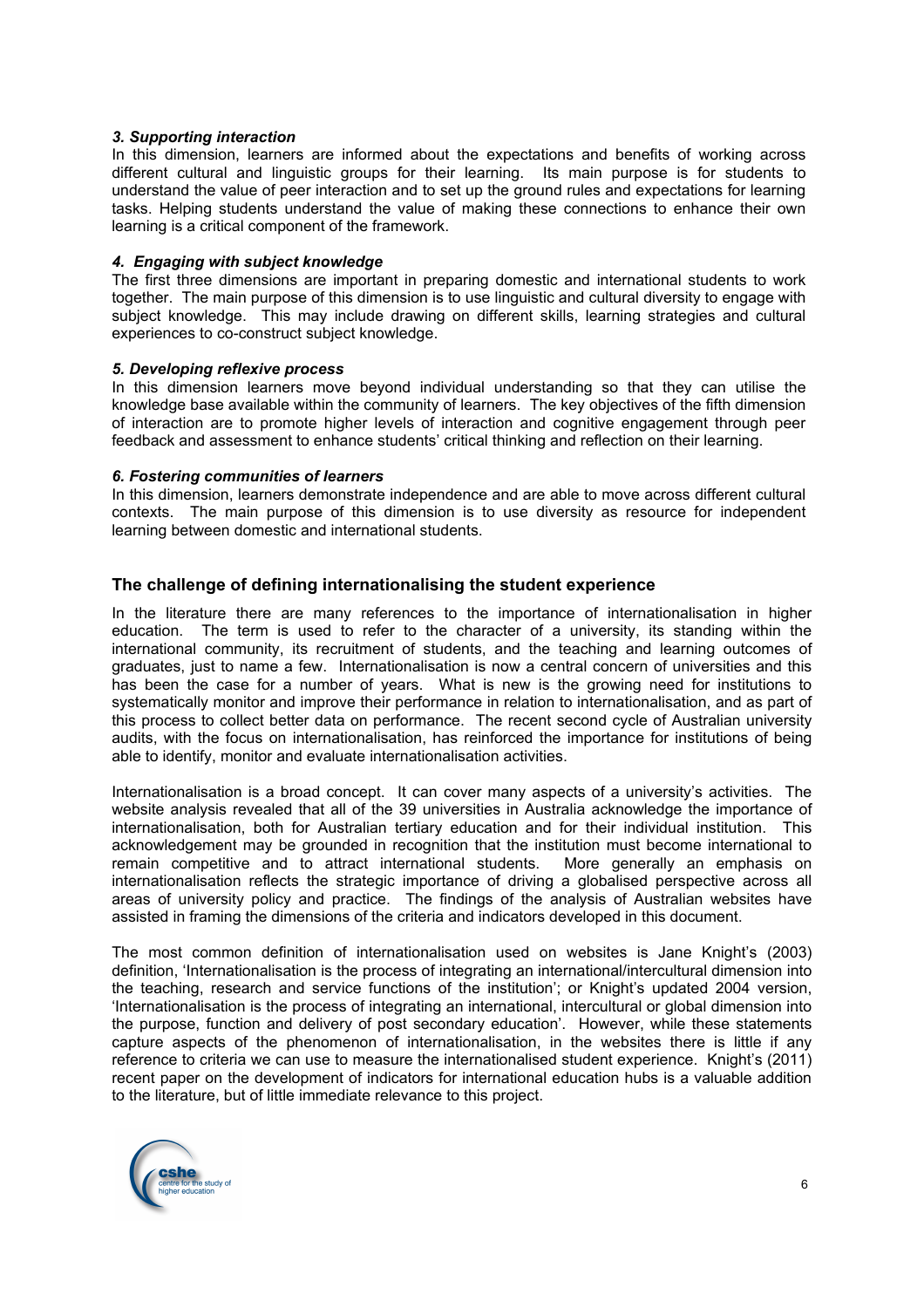### *3. Supporting interaction*

In this dimension, learners are informed about the expectations and benefits of working across different cultural and linguistic groups for their learning. Its main purpose is for students to understand the value of peer interaction and to set up the ground rules and expectations for learning tasks. Helping students understand the value of making these connections to enhance their own learning is a critical component of the framework.

### *4. Engaging with subject knowledge*

The first three dimensions are important in preparing domestic and international students to work together. The main purpose of this dimension is to use linguistic and cultural diversity to engage with subject knowledge. This may include drawing on different skills, learning strategies and cultural experiences to co-construct subject knowledge.

### *5. Developing reflexive process*

In this dimension learners move beyond individual understanding so that they can utilise the knowledge base available within the community of learners. The key objectives of the fifth dimension of interaction are to promote higher levels of interaction and cognitive engagement through peer feedback and assessment to enhance students' critical thinking and reflection on their learning.

### *6. Fostering communities of learners*

In this dimension, learners demonstrate independence and are able to move across different cultural contexts. The main purpose of this dimension is to use diversity as resource for independent learning between domestic and international students.

## The challenge of defining internationalising the student experience

In the literature there are many references to the importance of internationalisation in higher education. The term is used to refer to the character of a university, its standing within the international community, its recruitment of students, and the teaching and learning outcomes of graduates, just to name a few. Internationalisation is now a central concern of universities and this has been the case for a number of years. What is new is the growing need for institutions to systematically monitor and improve their performance in relation to internationalisation, and as part of this process to collect better data on performance. The recent second cycle of Australian university audits, with the focus on internationalisation, has reinforced the importance for institutions of being able to identify, monitor and evaluate internationalisation activities.

Internationalisation is a broad concept. It can cover many aspects of a university's activities. The website analysis revealed that all of the 39 universities in Australia acknowledge the importance of internationalisation, both for Australian tertiary education and for their individual institution. This acknowledgement may be grounded in recognition that the institution must become international to remain competitive and to attract international students. More generally an emphasis on internationalisation reflects the strategic importance of driving a globalised perspective across all areas of university policy and practice. The findings of the analysis of Australian websites have assisted in framing the dimensions of the criteria and indicators developed in this document.

The most common definition of internationalisation used on websites is Jane Knight's (2003) definition, 'Internationalisation is the process of integrating an international/intercultural dimension into the teaching, research and service functions of the institution'; or Knight's updated 2004 version, 'Internationalisation is the process of integrating an international, intercultural or global dimension into the purpose, function and delivery of post secondary education'. However, while these statements capture aspects of the phenomenon of internationalisation, in the websites there is little if any reference to criteria we can use to measure the internationalised student experience. Knight's (2011) recent paper on the development of indicators for international education hubs is a valuable addition to the literature, but of little immediate relevance to this project.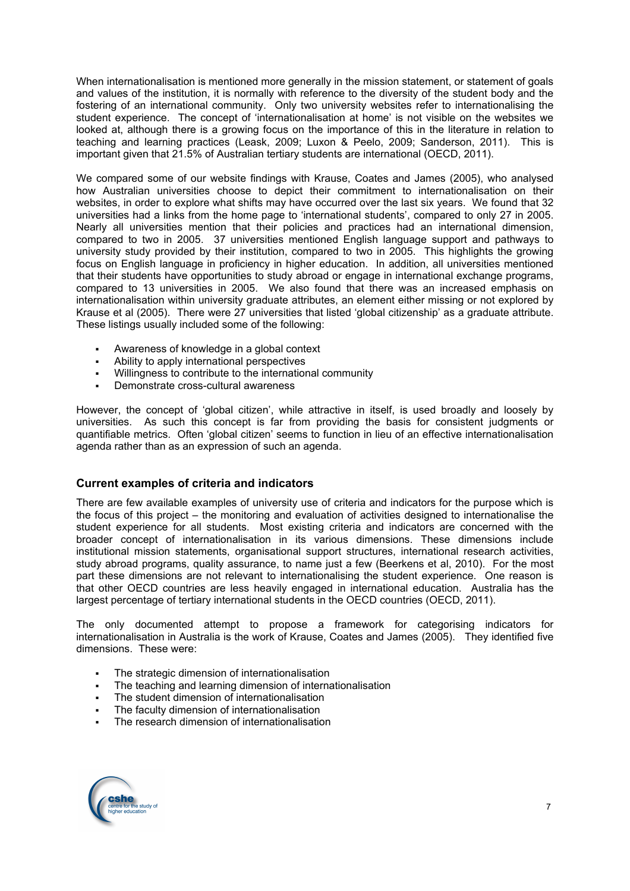When internationalisation is mentioned more generally in the mission statement, or statement of goals and values of the institution, it is normally with reference to the diversity of the student body and the fostering of an international community. Only two university websites refer to internationalising the student experience. The concept of 'internationalisation at home' is not visible on the websites we looked at, although there is a growing focus on the importance of this in the literature in relation to teaching and learning practices (Leask, 2009; Luxon & Peelo, 2009; Sanderson, 2011). This is important given that 21.5% of Australian tertiary students are international (OECD, 2011).

We compared some of our website findings with Krause, Coates and James (2005), who analysed how Australian universities choose to depict their commitment to internationalisation on their websites, in order to explore what shifts may have occurred over the last six years. We found that 32 universities had a links from the home page to 'international students', compared to only 27 in 2005. Nearly all universities mention that their policies and practices had an international dimension, compared to two in 2005. 37 universities mentioned English language support and pathways to university study provided by their institution, compared to two in 2005. This highlights the growing focus on English language in proficiency in higher education. In addition, all universities mentioned that their students have opportunities to study abroad or engage in international exchange programs, compared to 13 universities in 2005. We also found that there was an increased emphasis on internationalisation within university graduate attributes, an element either missing or not explored by Krause et al (2005). There were 27 universities that listed 'global citizenship' as a graduate attribute. These listings usually included some of the following:

- Awareness of knowledge in a global context
- Ability to apply international perspectives
- Willingness to contribute to the international community
- Demonstrate cross-cultural awareness

However, the concept of 'global citizen', while attractive in itself, is used broadly and loosely by universities. As such this concept is far from providing the basis for consistent judgments or quantifiable metrics. Often 'global citizen' seems to function in lieu of an effective internationalisation agenda rather than as an expression of such an agenda.

### Current examples of criteria and indicators

There are few available examples of university use of criteria and indicators for the purpose which is the focus of this project – the monitoring and evaluation of activities designed to internationalise the student experience for all students. Most existing criteria and indicators are concerned with the broader concept of internationalisation in its various dimensions. These dimensions include institutional mission statements, organisational support structures, international research activities, study abroad programs, quality assurance, to name just a few (Beerkens et al, 2010). For the most part these dimensions are not relevant to internationalising the student experience. One reason is that other OECD countries are less heavily engaged in international education. Australia has the largest percentage of tertiary international students in the OECD countries (OECD, 2011).

The only documented attempt to propose a framework for categorising indicators for internationalisation in Australia is the work of Krause, Coates and James (2005). They identified five dimensions. These were:

- The strategic dimension of internationalisation
- The teaching and learning dimension of internationalisation
- The student dimension of internationalisation
- The faculty dimension of internationalisation
- The research dimension of internationalisation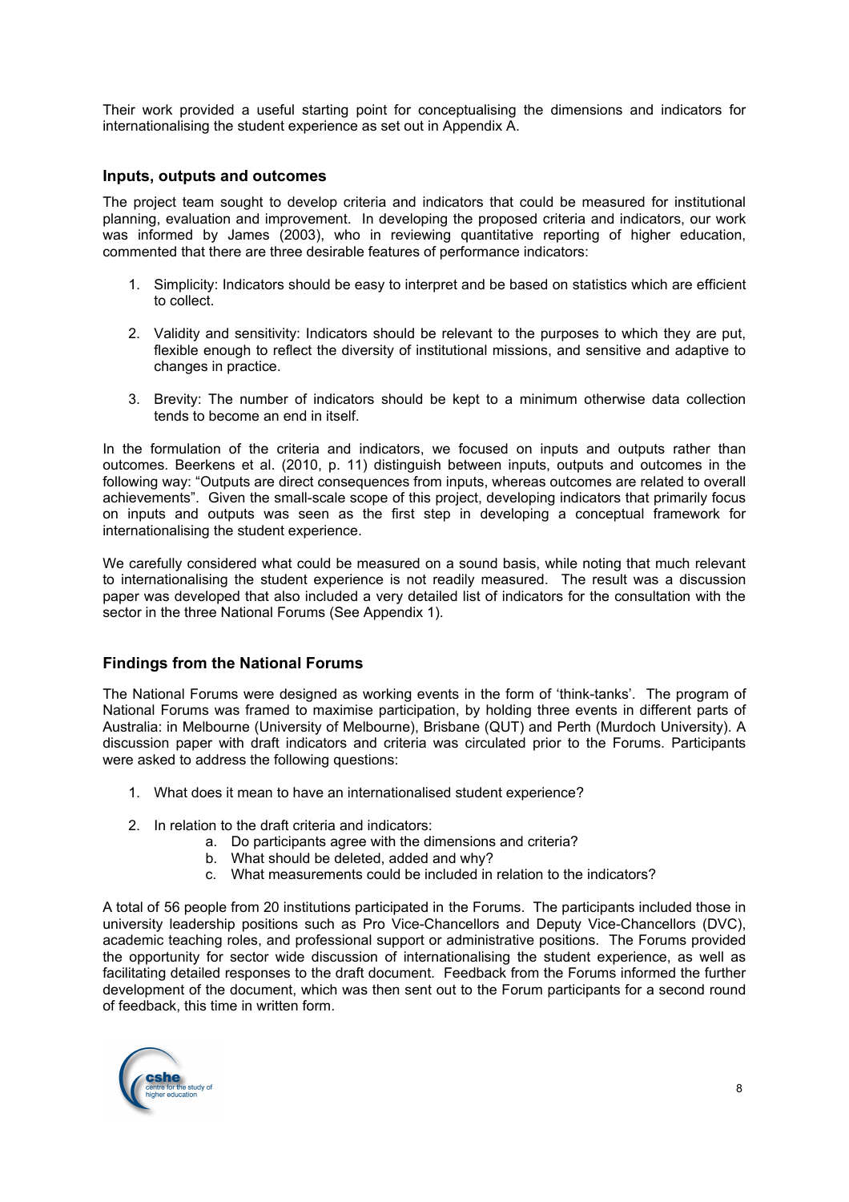Their work provided a useful starting point for conceptualising the dimensions and indicators for internationalising the student experience as set out in Appendix A.

### Inputs, outputs and outcomes

The project team sought to develop criteria and indicators that could be measured for institutional planning, evaluation and improvement. In developing the proposed criteria and indicators, our work was informed by James (2003), who in reviewing quantitative reporting of higher education, commented that there are three desirable features of performance indicators:

1. Simplicity: Indicators should be easy to interpret and be based on statistics which are efficient to collect.

2. Validity and sensitivity: Indicators should be relevant to the purposes to which they are put, flexible enough to reflect the diversity of institutional missions, and sensitive and adaptive to changes in practice.

3. Brevity: The number of indicators should be kept to a minimum otherwise data collection tends to become an end in itself.

In the formulation of the criteria and indicators, we focused on inputs and outputs rather than outcomes. Beerkens et al. (2010, p. 11) distinguish between inputs, outputs and outcomes in the following way: "Outputs are direct consequences from inputs, whereas outcomes are related to overall achievements". Given the small-scale scope of this project, developing indicators that primarily focus on inputs and outputs was seen as the first step in developing a conceptual framework for internationalising the student experience.

We carefully considered what could be measured on a sound basis, while noting that much relevant to internationalising the student experience is not readily measured. The result was a discussion paper was developed that also included a very detailed list of indicators for the consultation with the sector in the three National Forums (See Appendix 1).

### Findings from the National Forums

The National Forums were designed as working events in the form of 'think-tanks'. The program of National Forums was framed to maximise participation, by holding three events in different parts of Australia: in Melbourne (University of Melbourne), Brisbane (QUT) and Perth (Murdoch University). A discussion paper with draft indicators and criteria was circulated prior to the Forums. Participants were asked to address the following questions:

1. What does it mean to have an internationalised student experience?

2. In relation to the draft criteria and indicators:
    a. Do participants agree with the dimensions and criteria?
    b. What should be deleted, added and why?
    c. What measurements could be included in relation to the indicators?

A total of 56 people from 20 institutions participated in the Forums. The participants included those in university leadership positions such as Pro Vice-Chancellors and Deputy Vice-Chancellors (DVC), academic teaching roles, and professional support or administrative positions. The Forums provided the opportunity for sector wide discussion of internationalising the student experience, as well as facilitating detailed responses to the draft document. Feedback from the Forums informed the further development of the document, which was then sent out to the Forum participants for a second round of feedback, this time in written form.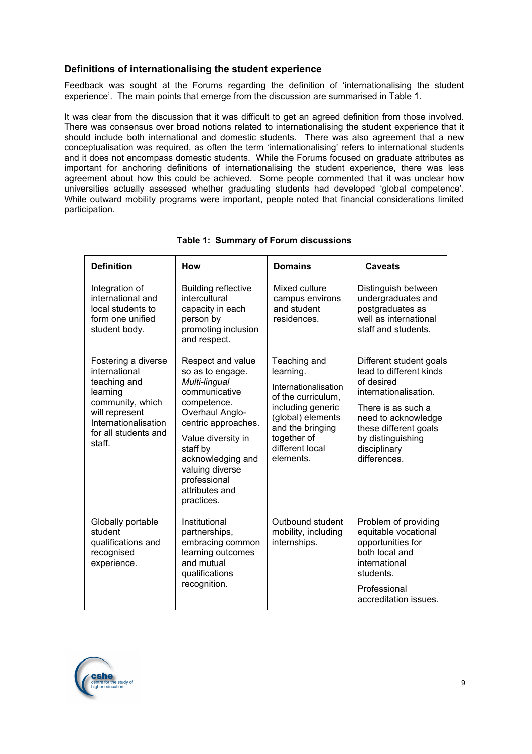### Definitions of internationalising the student experience

Feedback was sought at the Forums regarding the definition of 'internationalising the student experience'. The main points that emerge from the discussion are summarised in Table 1.

It was clear from the discussion that it was difficult to get an agreed definition from those involved. There was consensus over broad notions related to internationalising the student experience that it should include both international and domestic students. There was also agreement that a new conceptualisation was required, as often the term 'internationalising' refers to international students and it does not encompass domestic students. While the Forums focused on graduate attributes as important for anchoring definitions of internationalising the student experience, there was less agreement about how this could be achieved. Some people commented that it was unclear how universities actually assessed whether graduating students had developed 'global competence'. While outward mobility programs were important, people noted that financial considerations limited participation.

**Table 1: Summary of Forum discussions**

| Definition | How | Domains | Caveats |
|---|---|---|---|
| Integration of international and local students to form one unified student body. | Building reflective intercultural capacity in each person by promoting inclusion and respect. | Mixed culture campus environs and student residences. | Distinguish between undergraduates and postgraduates as well as international staff and students. |
| Fostering a diverse international teaching and learning community, which will represent Internationalisation for all students and staff. | Respect and value so as to engage. *Multi-lingual* communicative competence. Overhaul Anglo-centric approaches.<br><br>Value diversity in staff by acknowledging and valuing diverse professional attributes and practices. | Teaching and learning.<br><br>Internationalisation of the curriculum, including generic (global) elements and the bringing together of different local elements. | Different student goals lead to different kinds of desired internationalisation.<br><br>There is as such a need to acknowledge these different goals by distinguishing disciplinary differences. |
| Globally portable student qualifications and recognised experience. | Institutional partnerships, embracing common learning outcomes and mutual qualifications recognition. | Outbound student mobility, including internships. | Problem of providing equitable vocational opportunities for both local and international students.<br><br>Professional accreditation issues. |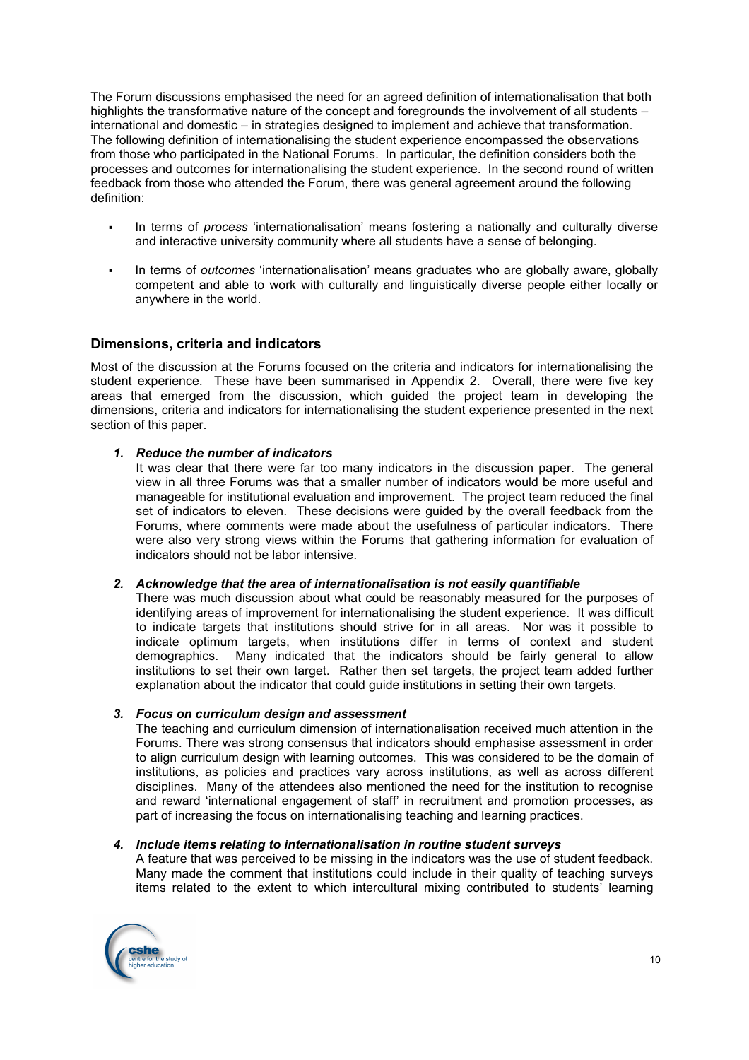The Forum discussions emphasised the need for an agreed definition of internationalisation that both highlights the transformative nature of the concept and foregrounds the involvement of all students – international and domestic – in strategies designed to implement and achieve that transformation. The following definition of internationalising the student experience encompassed the observations from those who participated in the National Forums. In particular, the definition considers both the processes and outcomes for internationalising the student experience. In the second round of written feedback from those who attended the Forum, there was general agreement around the following definition:

- In terms of *process* 'internationalisation' means fostering a nationally and culturally diverse and interactive university community where all students have a sense of belonging.
- In terms of *outcomes* 'internationalisation' means graduates who are globally aware, globally competent and able to work with culturally and linguistically diverse people either locally or anywhere in the world.

### Dimensions, criteria and indicators

Most of the discussion at the Forums focused on the criteria and indicators for internationalising the student experience. These have been summarised in Appendix 2. Overall, there were five key areas that emerged from the discussion, which guided the project team in developing the dimensions, criteria and indicators for internationalising the student experience presented in the next section of this paper.

1. ***Reduce the number of indicators***
   It was clear that there were far too many indicators in the discussion paper. The general view in all three Forums was that a smaller number of indicators would be more useful and manageable for institutional evaluation and improvement. The project team reduced the final set of indicators to eleven. These decisions were guided by the overall feedback from the Forums, where comments were made about the usefulness of particular indicators. There were also very strong views within the Forums that gathering information for evaluation of indicators should not be labor intensive.

2. ***Acknowledge that the area of internationalisation is not easily quantifiable***
   There was much discussion about what could be reasonably measured for the purposes of identifying areas of improvement for internationalising the student experience. It was difficult to indicate targets that institutions should strive for in all areas. Nor was it possible to indicate optimum targets, when institutions differ in terms of context and student demographics. Many indicated that the indicators should be fairly general to allow institutions to set their own target. Rather then set targets, the project team added further explanation about the indicator that could guide institutions in setting their own targets.

3. ***Focus on curriculum design and assessment***
   The teaching and curriculum dimension of internationalisation received much attention in the Forums. There was strong consensus that indicators should emphasise assessment in order to align curriculum design with learning outcomes. This was considered to be the domain of institutions, as policies and practices vary across institutions, as well as across different disciplines. Many of the attendees also mentioned the need for the institution to recognise and reward 'international engagement of staff' in recruitment and promotion processes, as part of increasing the focus on internationalising teaching and learning practices.

4. ***Include items relating to internationalisation in routine student surveys***
   A feature that was perceived to be missing in the indicators was the use of student feedback. Many made the comment that institutions could include in their quality of teaching surveys items related to the extent to which intercultural mixing contributed to students' learning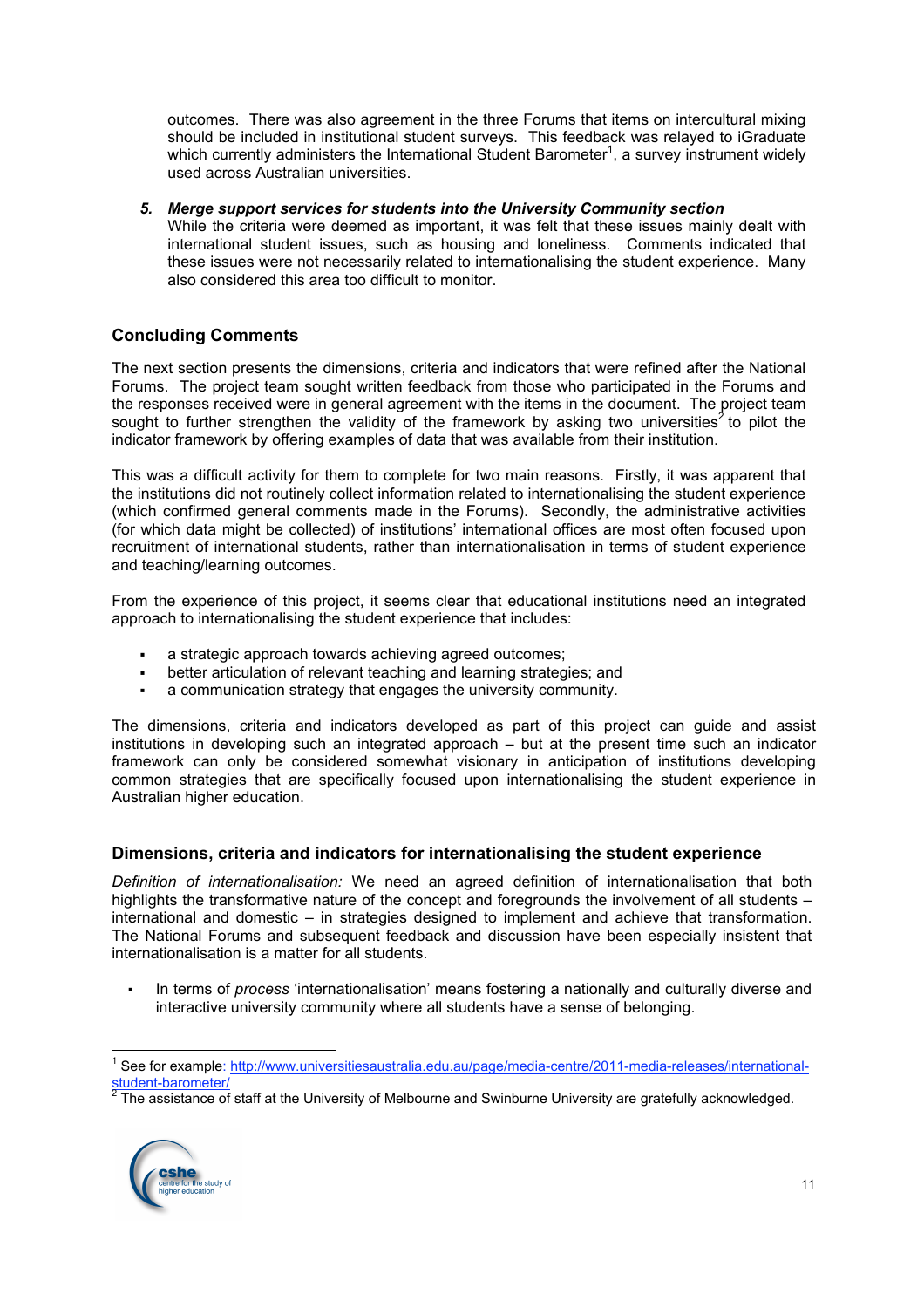outcomes. There was also agreement in the three Forums that items on intercultural mixing should be included in institutional student surveys. This feedback was relayed to iGraduate which currently administers the International Student Barometer[1], a survey instrument widely used across Australian universities.

5. ***Merge support services for students into the University Community section***
   While the criteria were deemed as important, it was felt that these issues mainly dealt with international student issues, such as housing and loneliness. Comments indicated that these issues were not necessarily related to internationalising the student experience. Many also considered this area too difficult to monitor.

## Concluding Comments

The next section presents the dimensions, criteria and indicators that were refined after the National Forums. The project team sought written feedback from those who participated in the Forums and the responses received were in general agreement with the items in the document. The project team sought to further strengthen the validity of the framework by asking two universities[2] to pilot the indicator framework by offering examples of data that was available from their institution.

This was a difficult activity for them to complete for two main reasons. Firstly, it was apparent that the institutions did not routinely collect information related to internationalising the student experience (which confirmed general comments made in the Forums). Secondly, the administrative activities (for which data might be collected) of institutions' international offices are most often focused upon recruitment of international students, rather than internationalisation in terms of student experience and teaching/learning outcomes.

From the experience of this project, it seems clear that educational institutions need an integrated approach to internationalising the student experience that includes:

- a strategic approach towards achieving agreed outcomes;
- better articulation of relevant teaching and learning strategies; and
- a communication strategy that engages the university community.

The dimensions, criteria and indicators developed as part of this project can guide and assist institutions in developing such an integrated approach – but at the present time such an indicator framework can only be considered somewhat visionary in anticipation of institutions developing common strategies that are specifically focused upon internationalising the student experience in Australian higher education.

## Dimensions, criteria and indicators for internationalising the student experience

*Definition of internationalisation:* We need an agreed definition of internationalisation that both highlights the transformative nature of the concept and foregrounds the involvement of all students – international and domestic – in strategies designed to implement and achieve that transformation. The National Forums and subsequent feedback and discussion have been especially insistent that internationalisation is a matter for all students.

- In terms of *process* 'internationalisation' means fostering a nationally and culturally diverse and interactive university community where all students have a sense of belonging.

---

[1] See for example: http://www.universitiesaustralia.edu.au/page/media-centre/2011-media-releases/international-student-barometer/

[2] The assistance of staff at the University of Melbourne and Swinburne University are gratefully acknowledged.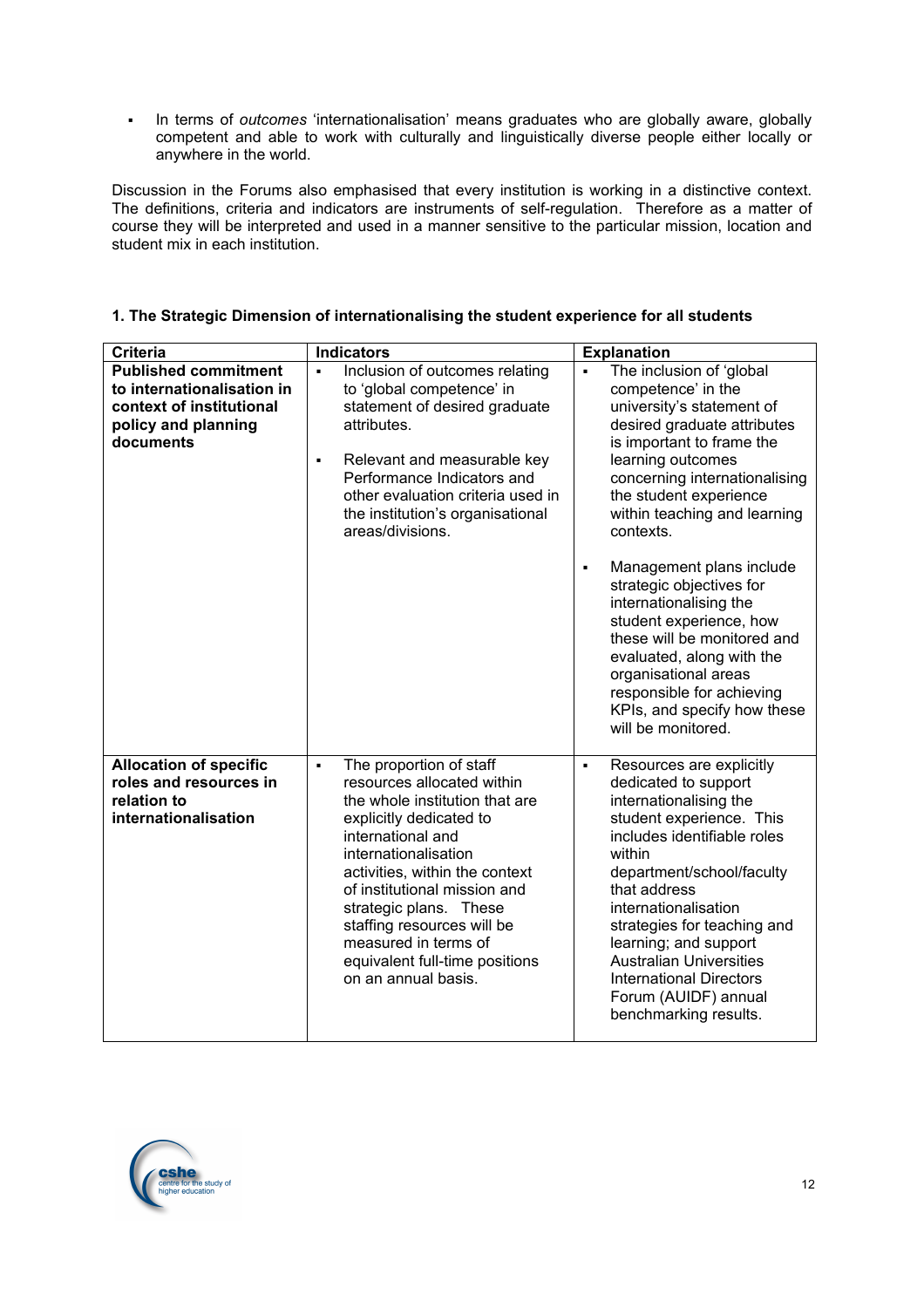- In terms of *outcomes* 'internationalisation' means graduates who are globally aware, globally competent and able to work with culturally and linguistically diverse people either locally or anywhere in the world.

Discussion in the Forums also emphasised that every institution is working in a distinctive context. The definitions, criteria and indicators are instruments of self-regulation. Therefore as a matter of course they will be interpreted and used in a manner sensitive to the particular mission, location and student mix in each institution.

**1. The Strategic Dimension of internationalising the student experience for all students**

| Criteria | Indicators | Explanation |
|---|---|---|
| **Published commitment to internationalisation in context of institutional policy and planning documents** | ▪ Inclusion of outcomes relating to 'global competence' in statement of desired graduate attributes.<br><br>▪ Relevant and measurable key Performance Indicators and other evaluation criteria used in the institution's organisational areas/divisions. | ▪ The inclusion of 'global competence' in the university's statement of desired graduate attributes is important to frame the learning outcomes concerning internationalising the student experience within teaching and learning contexts.<br><br>▪ Management plans include strategic objectives for internationalising the student experience, how these will be monitored and evaluated, along with the organisational areas responsible for achieving KPIs, and specify how these will be monitored. |
| **Allocation of specific roles and resources in relation to internationalisation** | ▪ The proportion of staff resources allocated within the whole institution that are explicitly dedicated to international and internationalisation activities, within the context of institutional mission and strategic plans. These staffing resources will be measured in terms of equivalent full-time positions on an annual basis. | ▪ Resources are explicitly dedicated to support internationalising the student experience. This includes identifiable roles within department/school/faculty that address internationalisation strategies for teaching and learning; and support Australian Universities International Directors Forum (AUIDF) annual benchmarking results. |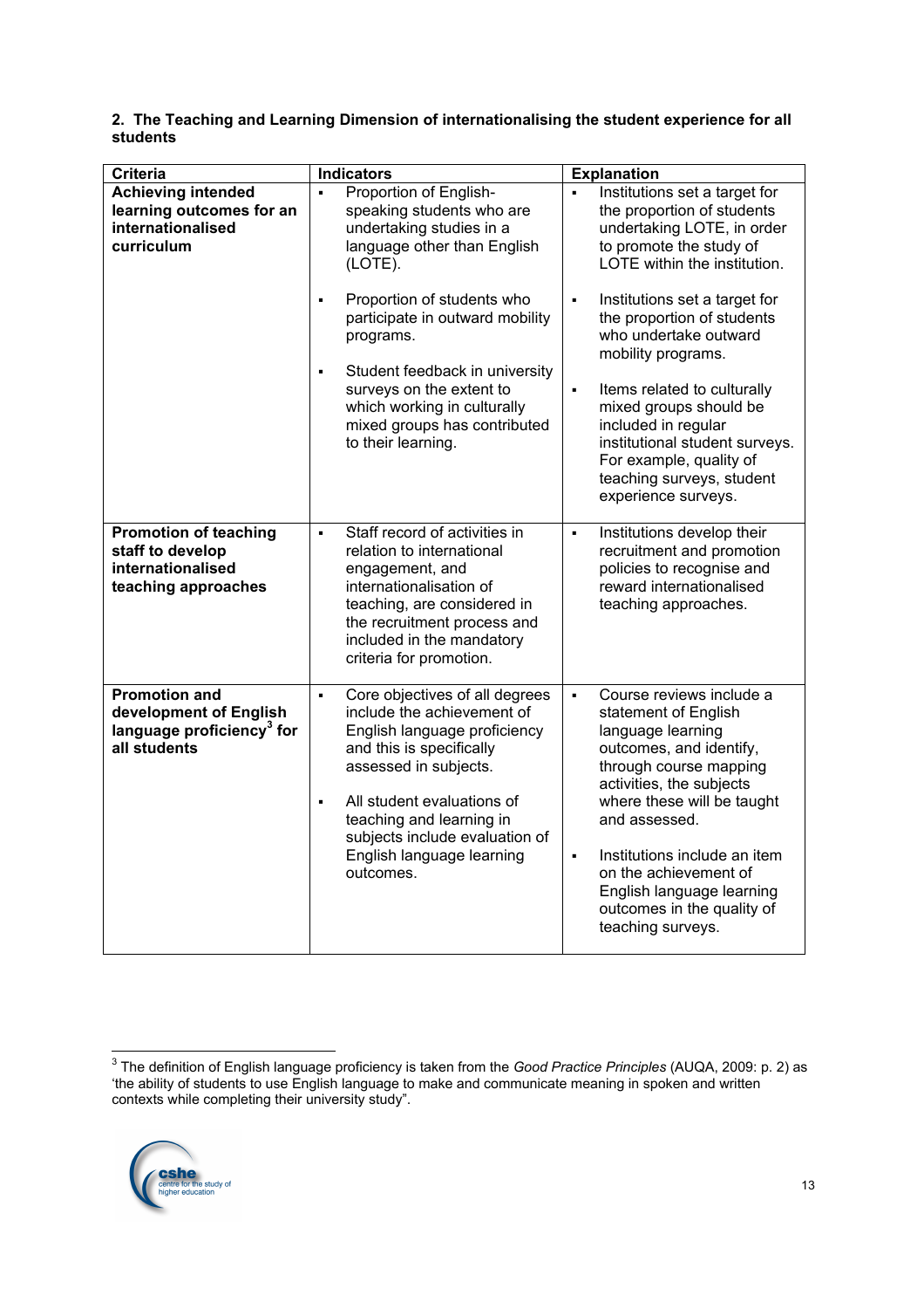**2. The Teaching and Learning Dimension of internationalising the student experience for all students**

| Criteria | Indicators | Explanation |
|---|---|---|
| **Achieving intended learning outcomes for an internationalised curriculum** | ▪ Proportion of English-speaking students who are undertaking studies in a language other than English (LOTE).<br><br>▪ Proportion of students who participate in outward mobility programs.<br><br>▪ Student feedback in university surveys on the extent to which working in culturally mixed groups has contributed to their learning. | ▪ Institutions set a target for the proportion of students undertaking LOTE, in order to promote the study of LOTE within the institution.<br><br>▪ Institutions set a target for the proportion of students who undertake outward mobility programs.<br><br>▪ Items related to culturally mixed groups should be included in regular institutional student surveys. For example, quality of teaching surveys, student experience surveys. |
| **Promotion of teaching staff to develop internationalised teaching approaches** | ▪ Staff record of activities in relation to international engagement, and internationalisation of teaching, are considered in the recruitment process and included in the mandatory criteria for promotion. | ▪ Institutions develop their recruitment and promotion policies to recognise and reward internationalised teaching approaches. |
| **Promotion and development of English language proficiency[3] for all students** | ▪ Core objectives of all degrees include the achievement of English language proficiency and this is specifically assessed in subjects.<br><br>▪ All student evaluations of teaching and learning in subjects include evaluation of English language learning outcomes. | ▪ Course reviews include a statement of English language learning outcomes, and identify, through course mapping activities, the subjects where these will be taught and assessed.<br><br>▪ Institutions include an item on the achievement of English language learning outcomes in the quality of teaching surveys. |

[3] The definition of English language proficiency is taken from the *Good Practice Principles* (AUQA, 2009: p. 2) as 'the ability of students to use English language to make and communicate meaning in spoken and written contexts while completing their university study".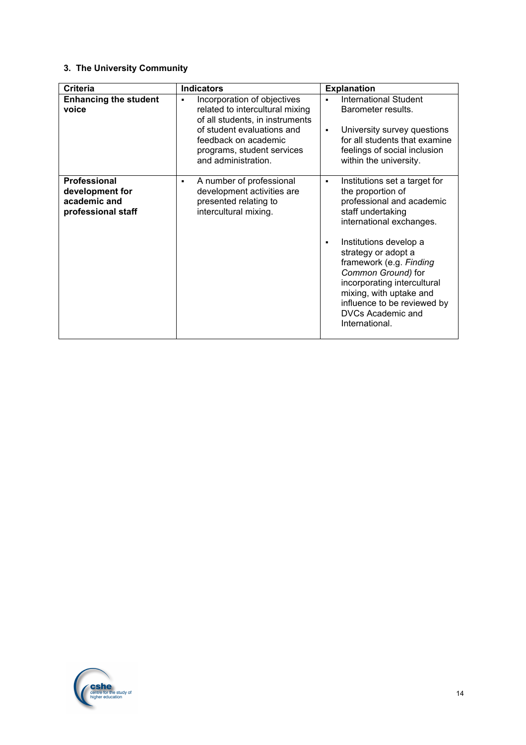### 3. The University Community

| Criteria | Indicators | Explanation |
|---|---|---|
| **Enhancing the student voice** | ▪ Incorporation of objectives related to intercultural mixing of all students, in instruments of student evaluations and feedback on academic programs, student services and administration. | ▪ International Student Barometer results.<br><br>▪ University survey questions for all students that examine feelings of social inclusion within the university. |
| **Professional development for academic and professional staff** | ▪ A number of professional development activities are presented relating to intercultural mixing. | ▪ Institutions set a target for the proportion of professional and academic staff undertaking international exchanges.<br><br>▪ Institutions develop a strategy or adopt a framework (e.g. *Finding Common Ground)* for incorporating intercultural mixing, with uptake and influence to be reviewed by DVCs Academic and International. |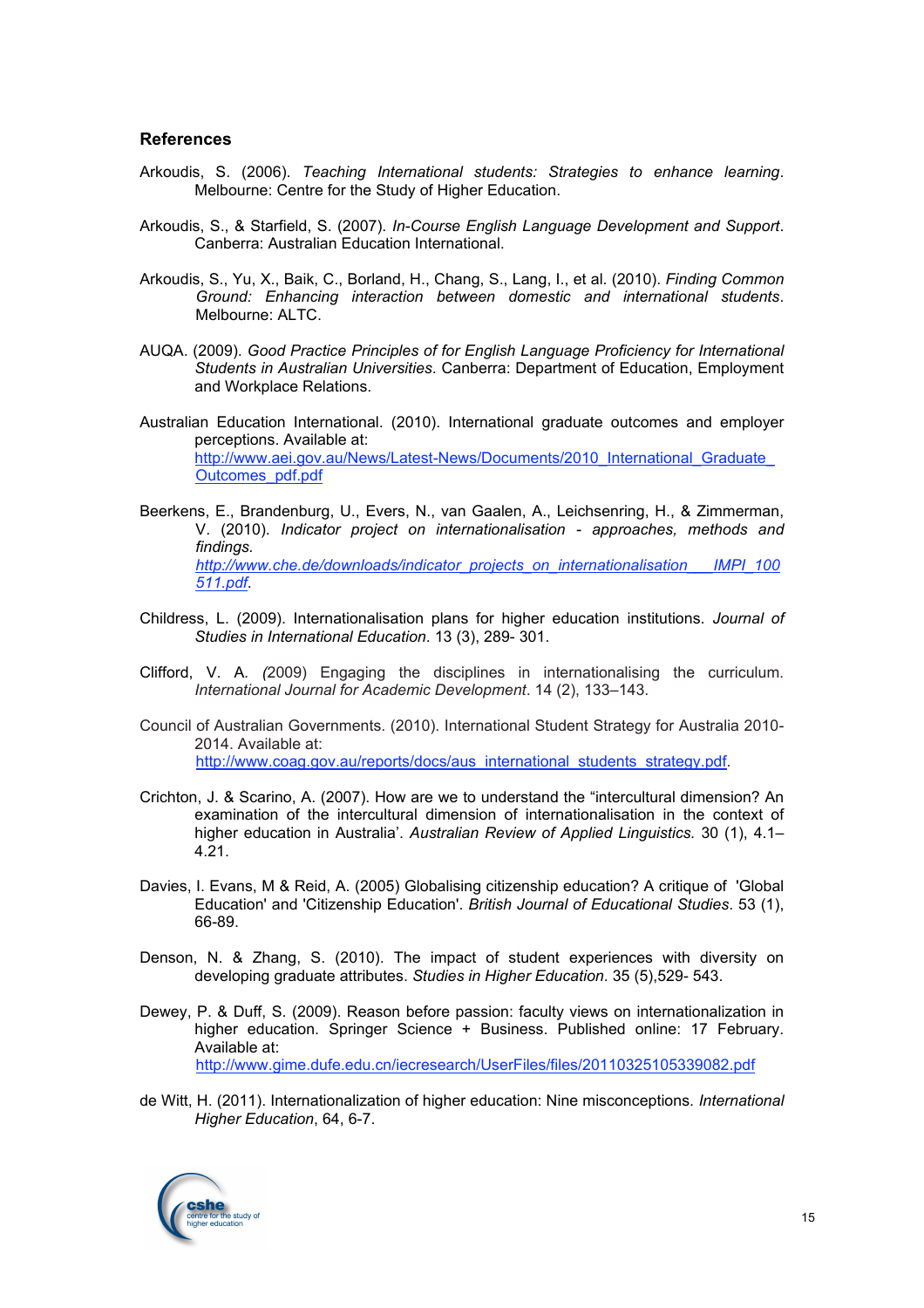## References

Arkoudis, S. (2006). *Teaching International students: Strategies to enhance learning*. Melbourne: Centre for the Study of Higher Education.

Arkoudis, S., & Starfield, S. (2007). *In-Course English Language Development and Support*. Canberra: Australian Education International.

Arkoudis, S., Yu, X., Baik, C., Borland, H., Chang, S., Lang, I., et al. (2010). *Finding Common Ground: Enhancing interaction between domestic and international students*. Melbourne: ALTC.

AUQA. (2009). *Good Practice Principles of for English Language Proficiency for International Students in Australian Universities*. Canberra: Department of Education, Employment and Workplace Relations.

Australian Education International. (2010). International graduate outcomes and employer perceptions. Available at: http://www.aei.gov.au/News/Latest-News/Documents/2010_International_Graduate_Outcomes_pdf.pdf

Beerkens, E., Brandenburg, U., Evers, N., van Gaalen, A., Leichsenring, H., & Zimmerman, V. (2010). *Indicator project on internationalisation - approaches, methods and findings.* *http://www.che.de/downloads/indicator_projects_on_internationalisation___IMPI_100511.pdf*.

Childress, L. (2009). Internationalisation plans for higher education institutions. *Journal of Studies in International Education*. 13 (3), 289- 301.

Clifford, V. A. *(*2009) Engaging the disciplines in internationalising the curriculum. *International Journal for Academic Development*. 14 (2), 133–143.

Council of Australian Governments. (2010). International Student Strategy for Australia 2010-2014. Available at: http://www.coag.gov.au/reports/docs/aus_international_students_strategy.pdf.

Crichton, J. & Scarino, A. (2007). How are we to understand the "intercultural dimension? An examination of the intercultural dimension of internationalisation in the context of higher education in Australia'. *Australian Review of Applied Linguistics.* 30 (1), 4.1–4.21.

Davies, I. Evans, M & Reid, A. (2005) Globalising citizenship education? A critique of 'Global Education' and 'Citizenship Education'. *British Journal of Educational Studies*. 53 (1), 66-89.

Denson, N. & Zhang, S. (2010). The impact of student experiences with diversity on developing graduate attributes. *Studies in Higher Education*. 35 (5),529- 543.

Dewey, P. & Duff, S. (2009). Reason before passion: faculty views on internationalization in higher education. Springer Science + Business. Published online: 17 February. Available at: http://www.gime.dufe.edu.cn/iecresearch/UserFiles/files/20110325105339082.pdf

de Witt, H. (2011). Internationalization of higher education: Nine misconceptions. *International Higher Education*, 64, 6-7.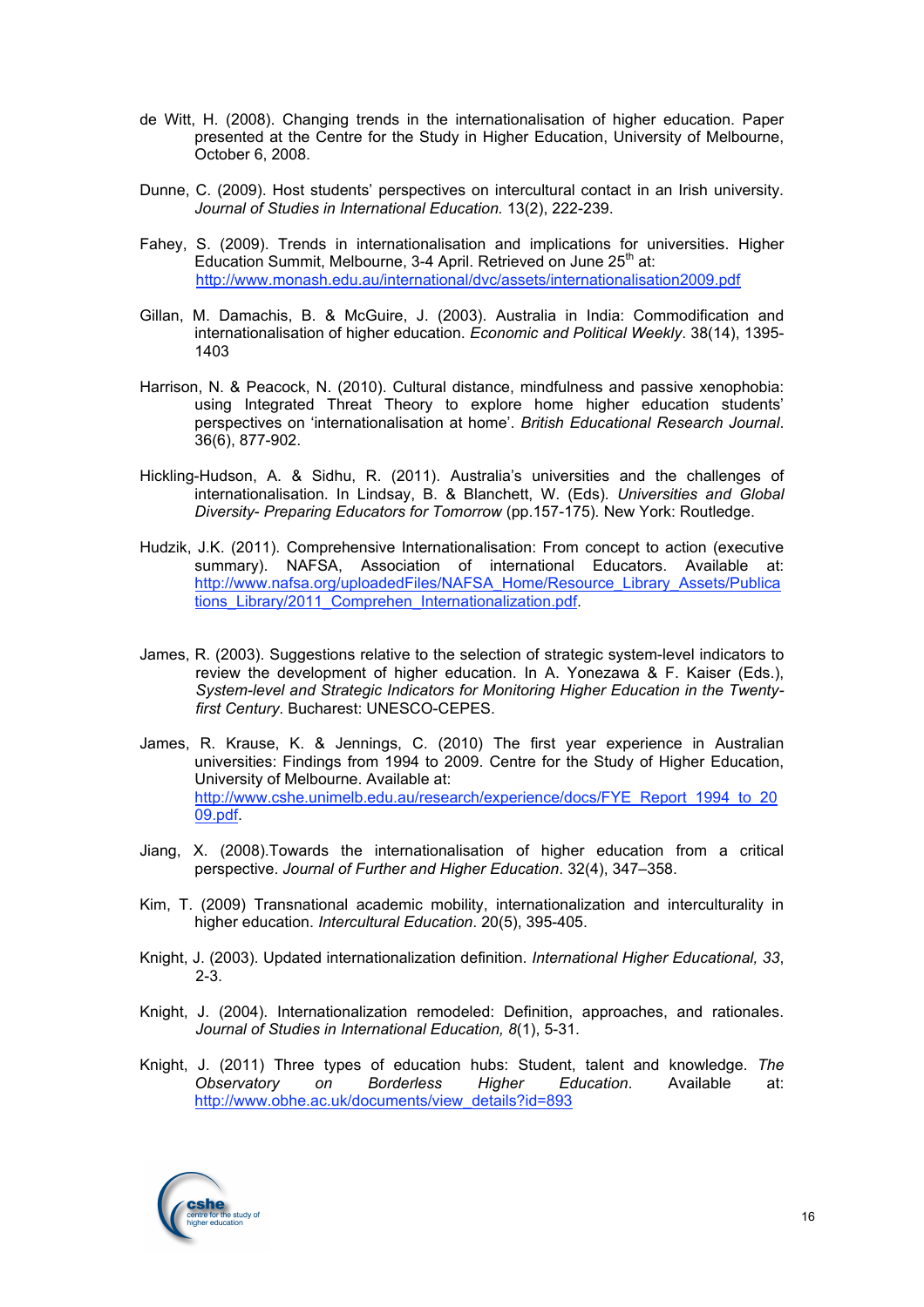de Witt, H. (2008). Changing trends in the internationalisation of higher education. Paper presented at the Centre for the Study in Higher Education, University of Melbourne, October 6, 2008.

Dunne, C. (2009). Host students' perspectives on intercultural contact in an Irish university. *Journal of Studies in International Education.* 13(2), 222-239.

Fahey, S. (2009). Trends in internationalisation and implications for universities. Higher Education Summit, Melbourne, 3-4 April. Retrieved on June 25th at: http://www.monash.edu.au/international/dvc/assets/internationalisation2009.pdf

Gillan, M. Damachis, B. & McGuire, J. (2003). Australia in India: Commodification and internationalisation of higher education. *Economic and Political Weekly*. 38(14), 1395-1403

Harrison, N. & Peacock, N. (2010). Cultural distance, mindfulness and passive xenophobia: using Integrated Threat Theory to explore home higher education students' perspectives on 'internationalisation at home'. *British Educational Research Journal*. 36(6), 877-902.

Hickling-Hudson, A. & Sidhu, R. (2011). Australia's universities and the challenges of internationalisation. In Lindsay, B. & Blanchett, W. (Eds). *Universities and Global Diversity- Preparing Educators for Tomorrow* (pp.157-175). New York: Routledge.

Hudzik, J.K. (2011). Comprehensive Internationalisation: From concept to action (executive summary). NAFSA, Association of international Educators. Available at: http://www.nafsa.org/uploadedFiles/NAFSA_Home/Resource_Library_Assets/Publications_Library/2011_Comprehen_Internationalization.pdf.

James, R. (2003). Suggestions relative to the selection of strategic system-level indicators to review the development of higher education. In A. Yonezawa & F. Kaiser (Eds.), *System-level and Strategic Indicators for Monitoring Higher Education in the Twenty-first Century*. Bucharest: UNESCO-CEPES.

James, R. Krause, K. & Jennings, C. (2010) The first year experience in Australian universities: Findings from 1994 to 2009. Centre for the Study of Higher Education, University of Melbourne. Available at: http://www.cshe.unimelb.edu.au/research/experience/docs/FYE_Report_1994_to_2009.pdf.

Jiang, X. (2008).Towards the internationalisation of higher education from a critical perspective. *Journal of Further and Higher Education*. 32(4), 347–358.

Kim, T. (2009) Transnational academic mobility, internationalization and interculturality in higher education. *Intercultural Education*. 20(5), 395-405.

Knight, J. (2003). Updated internationalization definition. *International Higher Educational, 33*, 2-3.

Knight, J. (2004). Internationalization remodeled: Definition, approaches, and rationales. *Journal of Studies in International Education, 8*(1), 5-31.

Knight, J. (2011) Three types of education hubs: Student, talent and knowledge. *The Observatory on Borderless Higher Education*. Available at: http://www.obhe.ac.uk/documents/view_details?id=893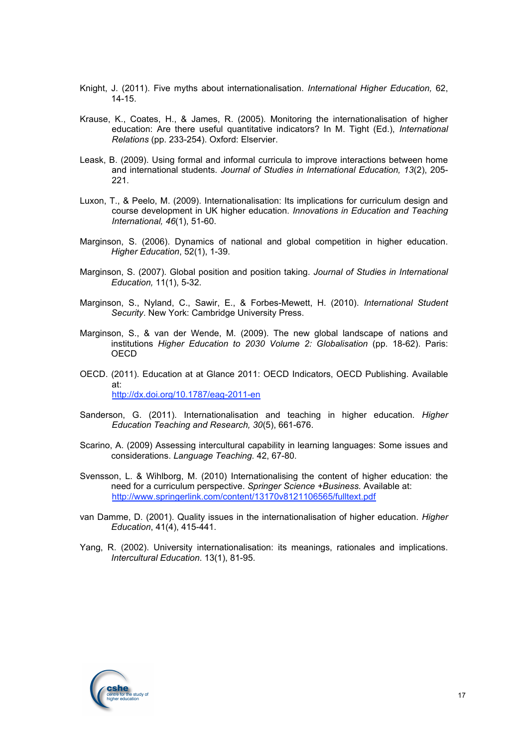Knight, J. (2011). Five myths about internationalisation. *International Higher Education,* 62, 14-15.

Krause, K., Coates, H., & James, R. (2005). Monitoring the internationalisation of higher education: Are there useful quantitative indicators? In M. Tight (Ed.), *International Relations* (pp. 233-254). Oxford: Elsevier.

Leask, B. (2009). Using formal and informal curricula to improve interactions between home and international students. *Journal of Studies in International Education, 13*(2), 205-221.

Luxon, T., & Peelo, M. (2009). Internationalisation: Its implications for curriculum design and course development in UK higher education. *Innovations in Education and Teaching International, 46*(1), 51-60.

Marginson, S. (2006). Dynamics of national and global competition in higher education. *Higher Education*, 52(1), 1-39.

Marginson, S. (2007). Global position and position taking. *Journal of Studies in International Education,* 11(1), 5-32.

Marginson, S., Nyland, C., Sawir, E., & Forbes-Mewett, H. (2010). *International Student Security*. New York: Cambridge University Press.

Marginson, S., & van der Wende, M. (2009). The new global landscape of nations and institutions *Higher Education to 2030 Volume 2: Globalisation* (pp. 18-62). Paris: OECD

OECD. (2011). Education at at Glance 2011: OECD Indicators, OECD Publishing. Available at: http://dx.doi.org/10.1787/eag-2011-en

Sanderson, G. (2011). Internationalisation and teaching in higher education. *Higher Education Teaching and Research, 30*(5), 661-676.

Scarino, A. (2009) Assessing intercultural capability in learning languages: Some issues and considerations. *Language Teaching.* 42, 67-80.

Svensson, L. & Wihlborg, M. (2010) Internationalising the content of higher education: the need for a curriculum perspective. *Springer Science +Business.* Available at: http://www.springerlink.com/content/13170v8121106565/fulltext.pdf

van Damme, D. (2001). Quality issues in the internationalisation of higher education. *Higher Education*, 41(4), 415-441.

Yang, R. (2002). University internationalisation: its meanings, rationales and implications. *Intercultural Education.* 13(1), 81-95.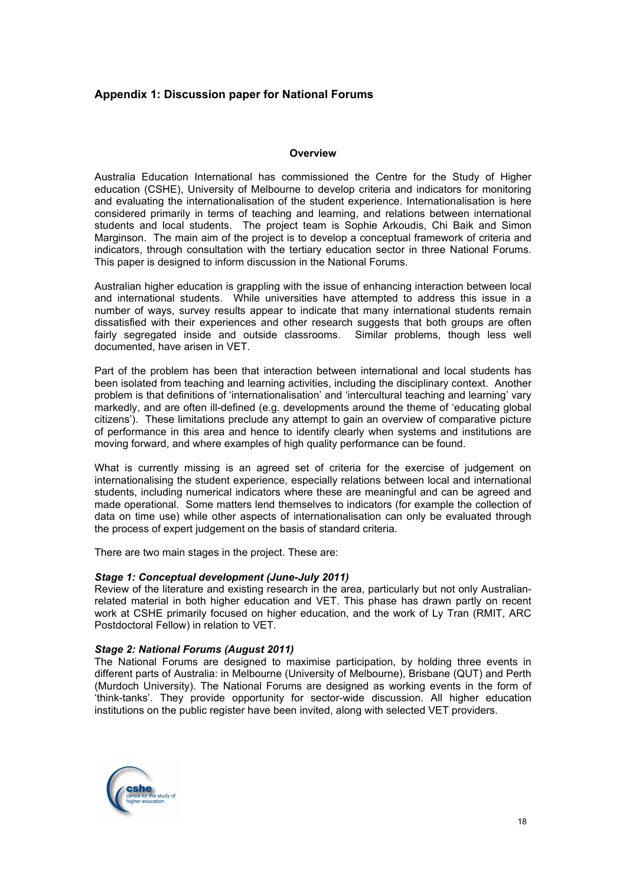## Appendix 1: Discussion paper for National Forums

### Overview

Australia Education International has commissioned the Centre for the Study of Higher education (CSHE), University of Melbourne to develop criteria and indicators for monitoring and evaluating the internationalisation of the student experience. Internationalisation is here considered primarily in terms of teaching and learning, and relations between international students and local students. The project team is Sophie Arkoudis, Chi Baik and Simon Marginson. The main aim of the project is to develop a conceptual framework of criteria and indicators, through consultation with the tertiary education sector in three National Forums. This paper is designed to inform discussion in the National Forums.

Australian higher education is grappling with the issue of enhancing interaction between local and international students. While universities have attempted to address this issue in a number of ways, survey results appear to indicate that many international students remain dissatisfied with their experiences and other research suggests that both groups are often fairly segregated inside and outside classrooms. Similar problems, though less well documented, have arisen in VET.

Part of the problem has been that interaction between international and local students has been isolated from teaching and learning activities, including the disciplinary context. Another problem is that definitions of 'internationalisation' and 'intercultural teaching and learning' vary markedly, and are often ill-defined (e.g. developments around the theme of 'educating global citizens'). These limitations preclude any attempt to gain an overview of comparative picture of performance in this area and hence to identify clearly when systems and institutions are moving forward, and where examples of high quality performance can be found.

What is currently missing is an agreed set of criteria for the exercise of judgement on internationalising the student experience, especially relations between local and international students, including numerical indicators where these are meaningful and can be agreed and made operational. Some matters lend themselves to indicators (for example the collection of data on time use) while other aspects of internationalisation can only be evaluated through the process of expert judgement on the basis of standard criteria.

There are two main stages in the project. These are:

***Stage 1: Conceptual development (June-July 2011)***
Review of the literature and existing research in the area, particularly but not only Australian-related material in both higher education and VET. This phase has drawn partly on recent work at CSHE primarily focused on higher education, and the work of Ly Tran (RMIT, ARC Postdoctoral Fellow) in relation to VET.

***Stage 2: National Forums (August 2011)***
The National Forums are designed to maximise participation, by holding three events in different parts of Australia: in Melbourne (University of Melbourne), Brisbane (QUT) and Perth (Murdoch University). The National Forums are designed as working events in the form of 'think-tanks'. They provide opportunity for sector-wide discussion. All higher education institutions on the public register have been invited, along with selected VET providers.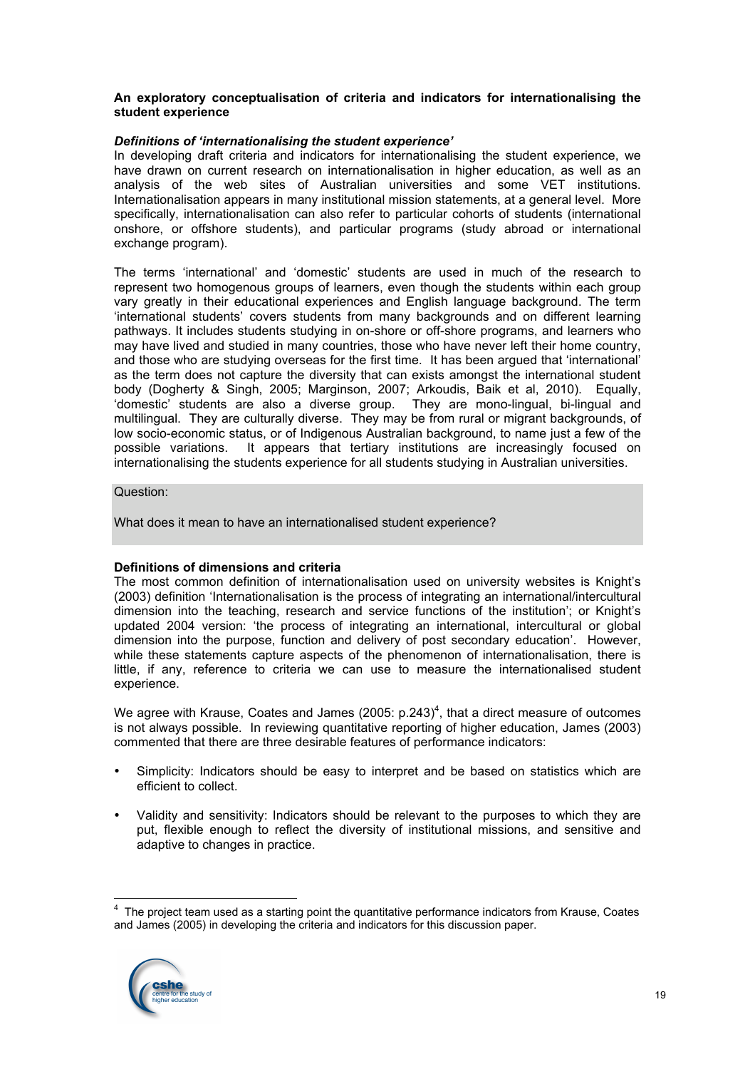**An exploratory conceptualisation of criteria and indicators for internationalising the student experience**

***Definitions of 'internationalising the student experience'***

In developing draft criteria and indicators for internationalising the student experience, we have drawn on current research on internationalisation in higher education, as well as an analysis of the web sites of Australian universities and some VET institutions. Internationalisation appears in many institutional mission statements, at a general level. More specifically, internationalisation can also refer to particular cohorts of students (international onshore, or offshore students), and particular programs (study abroad or international exchange program).

The terms 'international' and 'domestic' students are used in much of the research to represent two homogenous groups of learners, even though the students within each group vary greatly in their educational experiences and English language background. The term 'international students' covers students from many backgrounds and on different learning pathways. It includes students studying in on-shore or off-shore programs, and learners who may have lived and studied in many countries, those who have never left their home country, and those who are studying overseas for the first time. It has been argued that 'international' as the term does not capture the diversity that can exists amongst the international student body (Dogherty & Singh, 2005; Marginson, 2007; Arkoudis, Baik et al, 2010). Equally, 'domestic' students are also a diverse group. They are mono-lingual, bi-lingual and multilingual. They are culturally diverse. They may be from rural or migrant backgrounds, of low socio-economic status, or of Indigenous Australian background, to name just a few of the possible variations. It appears that tertiary institutions are increasingly focused on internationalising the students experience for all students studying in Australian universities.

Question:

What does it mean to have an internationalised student experience?

**Definitions of dimensions and criteria**

The most common definition of internationalisation used on university websites is Knight's (2003) definition 'Internationalisation is the process of integrating an international/intercultural dimension into the teaching, research and service functions of the institution'; or Knight's updated 2004 version: 'the process of integrating an international, intercultural or global dimension into the purpose, function and delivery of post secondary education'. However, while these statements capture aspects of the phenomenon of internationalisation, there is little, if any, reference to criteria we can use to measure the internationalised student experience.

We agree with Krause, Coates and James (2005: p.243)[4], that a direct measure of outcomes is not always possible. In reviewing quantitative reporting of higher education, James (2003) commented that there are three desirable features of performance indicators:

- Simplicity: Indicators should be easy to interpret and be based on statistics which are efficient to collect.
- Validity and sensitivity: Indicators should be relevant to the purposes to which they are put, flexible enough to reflect the diversity of institutional missions, and sensitive and adaptive to changes in practice.

[4] The project team used as a starting point the quantitative performance indicators from Krause, Coates and James (2005) in developing the criteria and indicators for this discussion paper.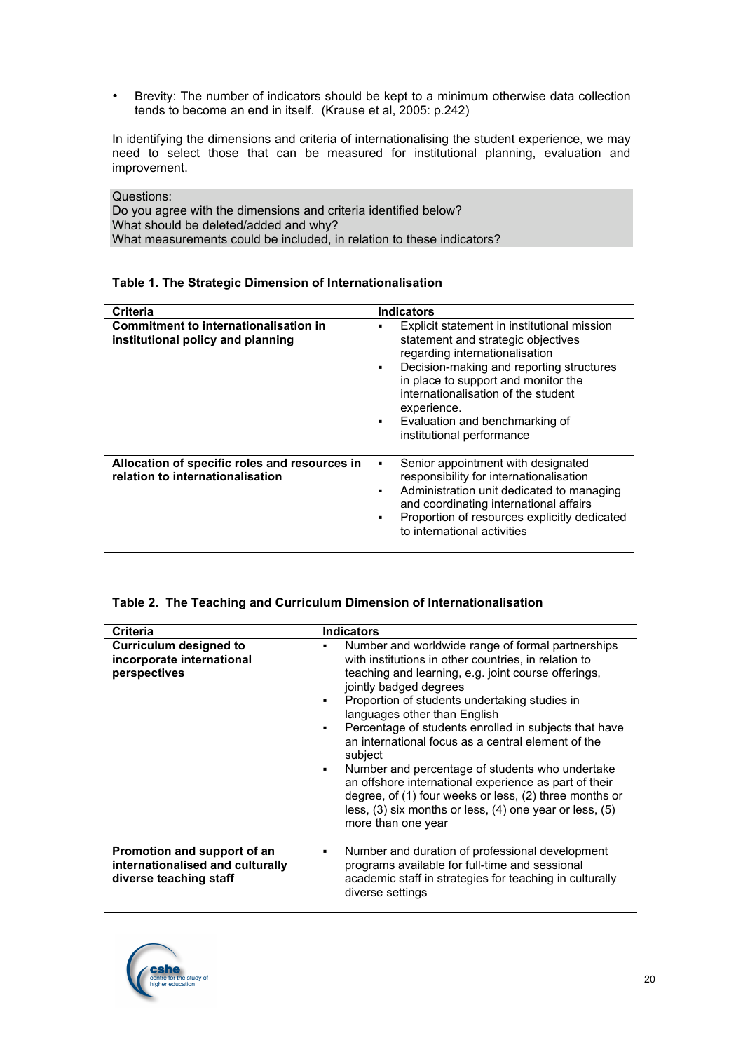- Brevity: The number of indicators should be kept to a minimum otherwise data collection tends to become an end in itself. (Krause et al, 2005: p.242)

In identifying the dimensions and criteria of internationalising the student experience, we may need to select those that can be measured for institutional planning, evaluation and improvement.

Questions:
Do you agree with the dimensions and criteria identified below?
What should be deleted/added and why?
What measurements could be included, in relation to these indicators?

**Table 1. The Strategic Dimension of Internationalisation**

| Criteria | Indicators |
|---|---|
| **Commitment to internationalisation in institutional policy and planning** | ▪ Explicit statement in institutional mission statement and strategic objectives regarding internationalisation<br>▪ Decision-making and reporting structures in place to support and monitor the internationalisation of the student experience.<br>▪ Evaluation and benchmarking of institutional performance |
| **Allocation of specific roles and resources in relation to internationalisation** | ▪ Senior appointment with designated responsibility for internationalisation<br>▪ Administration unit dedicated to managing and coordinating international affairs<br>▪ Proportion of resources explicitly dedicated to international activities |

**Table 2. The Teaching and Curriculum Dimension of Internationalisation**

| Criteria | Indicators |
|---|---|
| **Curriculum designed to incorporate international perspectives** | ▪ Number and worldwide range of formal partnerships with institutions in other countries, in relation to teaching and learning, e.g. joint course offerings, jointly badged degrees<br>▪ Proportion of students undertaking studies in languages other than English<br>▪ Percentage of students enrolled in subjects that have an international focus as a central element of the subject<br>▪ Number and percentage of students who undertake an offshore international experience as part of their degree, of (1) four weeks or less, (2) three months or less, (3) six months or less, (4) one year or less, (5) more than one year |
| **Promotion and support of an internationalised and culturally diverse teaching staff** | ▪ Number and duration of professional development programs available for full-time and sessional academic staff in strategies for teaching in culturally diverse settings |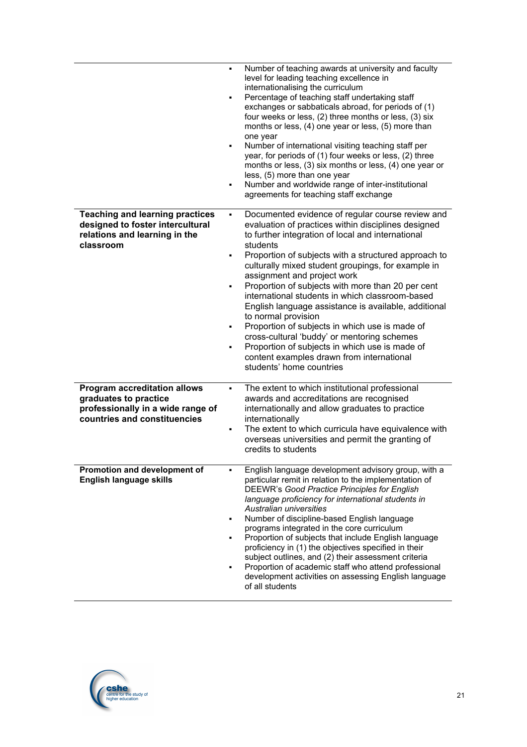| | |
|---|---|
| | ▪ Number of teaching awards at university and faculty level for leading teaching excellence in internationalising the curriculum<br>▪ Percentage of teaching staff undertaking staff exchanges or sabbaticals abroad, for periods of (1) four weeks or less, (2) three months or less, (3) six months or less, (4) one year or less, (5) more than one year<br>▪ Number of international visiting teaching staff per year, for periods of (1) four weeks or less, (2) three months or less, (3) six months or less, (4) one year or less, (5) more than one year<br>▪ Number and worldwide range of inter-institutional agreements for teaching staff exchange |
| **Teaching and learning practices designed to foster intercultural relations and learning in the classroom** | ▪ Documented evidence of regular course review and evaluation of practices within disciplines designed to further integration of local and international students<br>▪ Proportion of subjects with a structured approach to culturally mixed student groupings, for example in assignment and project work<br>▪ Proportion of subjects with more than 20 per cent international students in which classroom-based English language assistance is available, additional to normal provision<br>▪ Proportion of subjects in which use is made of cross-cultural 'buddy' or mentoring schemes<br>▪ Proportion of subjects in which use is made of content examples drawn from international students' home countries |
| **Program accreditation allows graduates to practice professionally in a wide range of countries and constituencies** | ▪ The extent to which institutional professional awards and accreditations are recognised internationally and allow graduates to practice internationally<br>▪ The extent to which curricula have equivalence with overseas universities and permit the granting of credits to students |
| **Promotion and development of English language skills** | ▪ English language development advisory group, with a particular remit in relation to the implementation of DEEWR's *Good Practice Principles for English language proficiency for international students in Australian universities*<br>▪ Number of discipline-based English language programs integrated in the core curriculum<br>▪ Proportion of subjects that include English language proficiency in (1) the objectives specified in their subject outlines, and (2) their assessment criteria<br>▪ Proportion of academic staff who attend professional development activities on assessing English language of all students |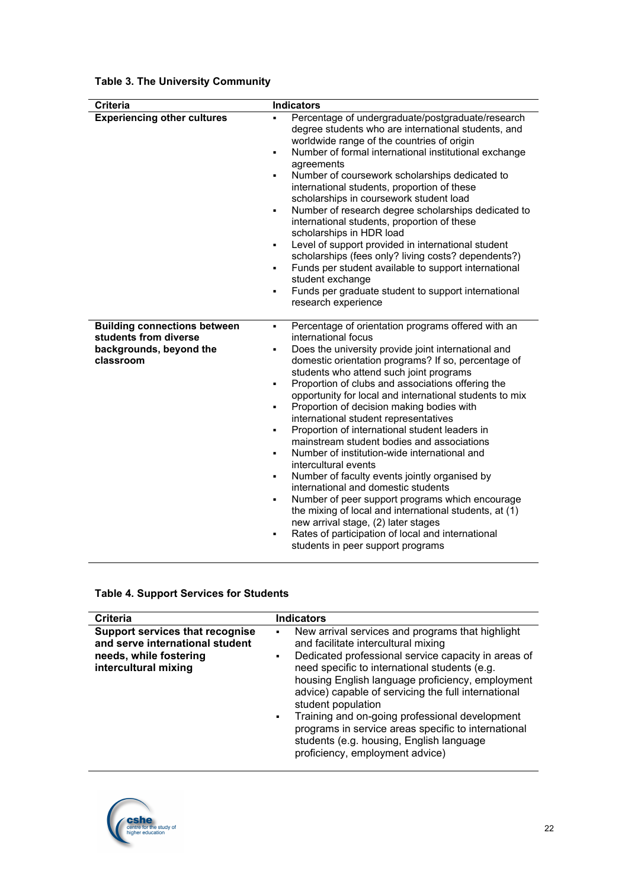**Table 3. The University Community**

| Criteria | Indicators |
|---|---|
| **Experiencing other cultures** | ▪ Percentage of undergraduate/postgraduate/research degree students who are international students, and worldwide range of the countries of origin<br>▪ Number of formal international institutional exchange agreements<br>▪ Number of coursework scholarships dedicated to international students, proportion of these scholarships in coursework student load<br>▪ Number of research degree scholarships dedicated to international students, proportion of these scholarships in HDR load<br>▪ Level of support provided in international student scholarships (fees only? living costs? dependents?)<br>▪ Funds per student available to support international student exchange<br>▪ Funds per graduate student to support international research experience |
| **Building connections between students from diverse backgrounds, beyond the classroom** | ▪ Percentage of orientation programs offered with an international focus<br>▪ Does the university provide joint international and domestic orientation programs? If so, percentage of students who attend such joint programs<br>▪ Proportion of clubs and associations offering the opportunity for local and international students to mix<br>▪ Proportion of decision making bodies with international student representatives<br>▪ Proportion of international student leaders in mainstream student bodies and associations<br>▪ Number of institution-wide international and intercultural events<br>▪ Number of faculty events jointly organised by international and domestic students<br>▪ Number of peer support programs which encourage the mixing of local and international students, at (1) new arrival stage, (2) later stages<br>▪ Rates of participation of local and international students in peer support programs |

**Table 4. Support Services for Students**

| Criteria | Indicators |
|---|---|
| **Support services that recognise and serve international student needs, while fostering intercultural mixing** | ▪ New arrival services and programs that highlight and facilitate intercultural mixing<br>▪ Dedicated professional service capacity in areas of need specific to international students (e.g. housing English language proficiency, employment advice) capable of servicing the full international student population<br>▪ Training and on-going professional development programs in service areas specific to international students (e.g. housing, English language proficiency, employment advice) |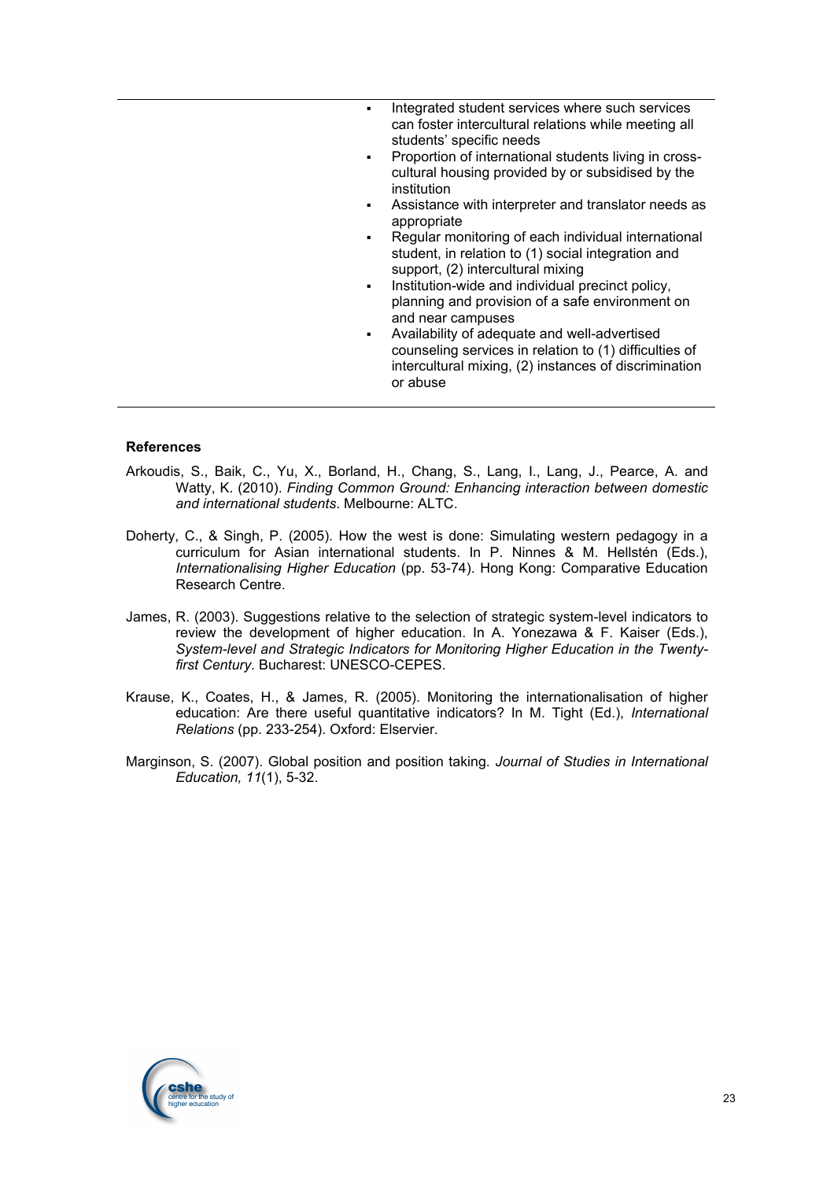| | |
|---|---|
| | ▪ Integrated student services where such services can foster intercultural relations while meeting all students' specific needs<br>▪ Proportion of international students living in cross-cultural housing provided by or subsidised by the institution<br>▪ Assistance with interpreter and translator needs as appropriate<br>▪ Regular monitoring of each individual international student, in relation to (1) social integration and support, (2) intercultural mixing<br>▪ Institution-wide and individual precinct policy, planning and provision of a safe environment on and near campuses<br>▪ Availability of adequate and well-advertised counseling services in relation to (1) difficulties of intercultural mixing, (2) instances of discrimination or abuse |

### References

Arkoudis, S., Baik, C., Yu, X., Borland, H., Chang, S., Lang, I., Lang, J., Pearce, A. and Watty, K. (2010). *Finding Common Ground: Enhancing interaction between domestic and international students*. Melbourne: ALTC.

Doherty, C., & Singh, P. (2005). How the west is done: Simulating western pedagogy in a curriculum for Asian international students. In P. Ninnes & M. Hellstén (Eds.), *Internationalising Higher Education* (pp. 53-74). Hong Kong: Comparative Education Research Centre.

James, R. (2003). Suggestions relative to the selection of strategic system-level indicators to review the development of higher education. In A. Yonezawa & F. Kaiser (Eds.), *System-level and Strategic Indicators for Monitoring Higher Education in the Twenty-first Century*. Bucharest: UNESCO-CEPES.

Krause, K., Coates, H., & James, R. (2005). Monitoring the internationalisation of higher education: Are there useful quantitative indicators? In M. Tight (Ed.), *International Relations* (pp. 233-254). Oxford: Elservier.

Marginson, S. (2007). Global position and position taking. *Journal of Studies in International Education, 11*(1), 5-32.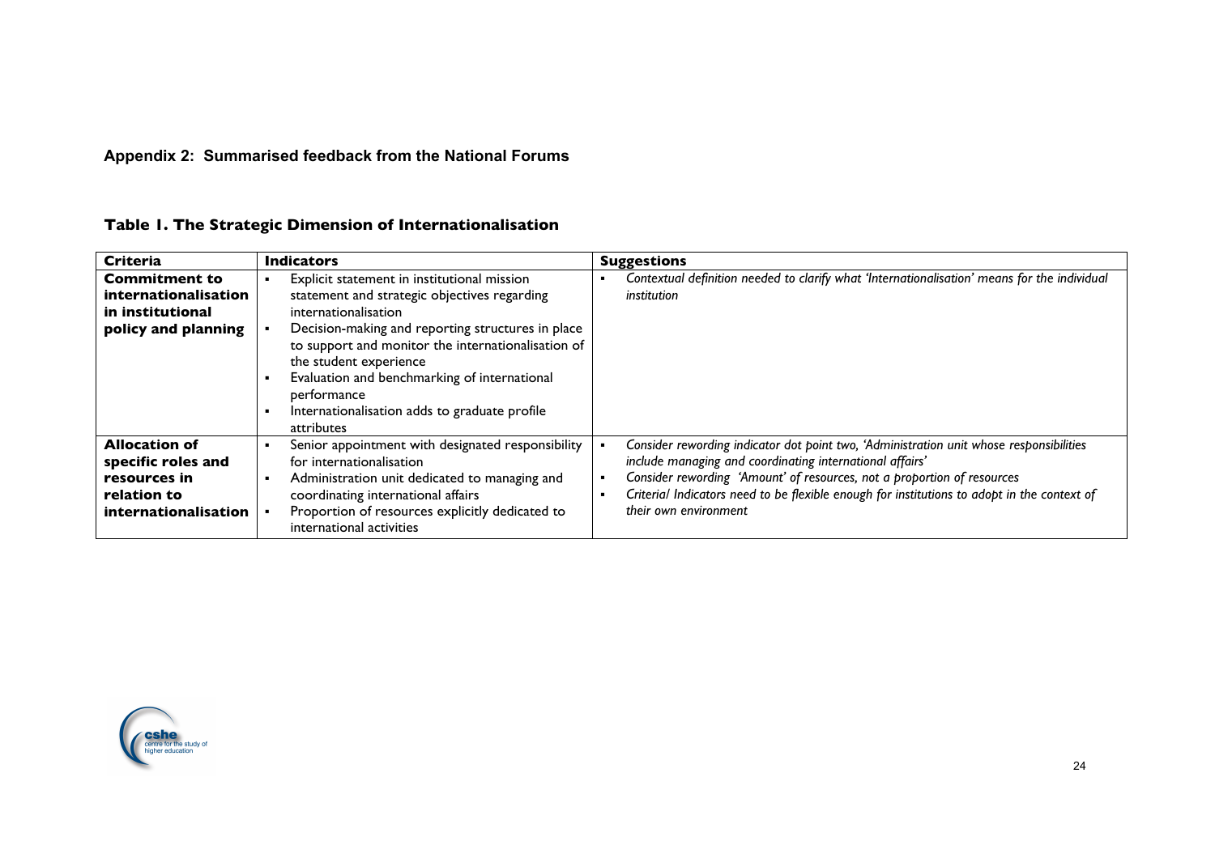## Appendix 2: Summarised feedback from the National Forums

### Table 1. The Strategic Dimension of Internationalisation

| Criteria | Indicators | Suggestions |
|---|---|---|
| **Commitment to internationalisation in institutional policy and planning** | ▪ Explicit statement in institutional mission statement and strategic objectives regarding internationalisation<br>▪ Decision-making and reporting structures in place to support and monitor the internationalisation of the student experience<br>▪ Evaluation and benchmarking of international performance<br>▪ Internationalisation adds to graduate profile attributes | ▪ *Contextual definition needed to clarify what 'Internationalisation' means for the individual institution* |
| **Allocation of specific roles and resources in relation to internationalisation** | ▪ Senior appointment with designated responsibility for internationalisation<br>▪ Administration unit dedicated to managing and coordinating international affairs<br>▪ Proportion of resources explicitly dedicated to international activities | ▪ *Consider rewording indicator dot point two, 'Administration unit whose responsibilities include managing and coordinating international affairs'*<br>▪ *Consider rewording 'Amount' of resources, not a proportion of resources*<br>▪ *Criteria/ Indicators need to be flexible enough for institutions to adopt in the context of their own environment* |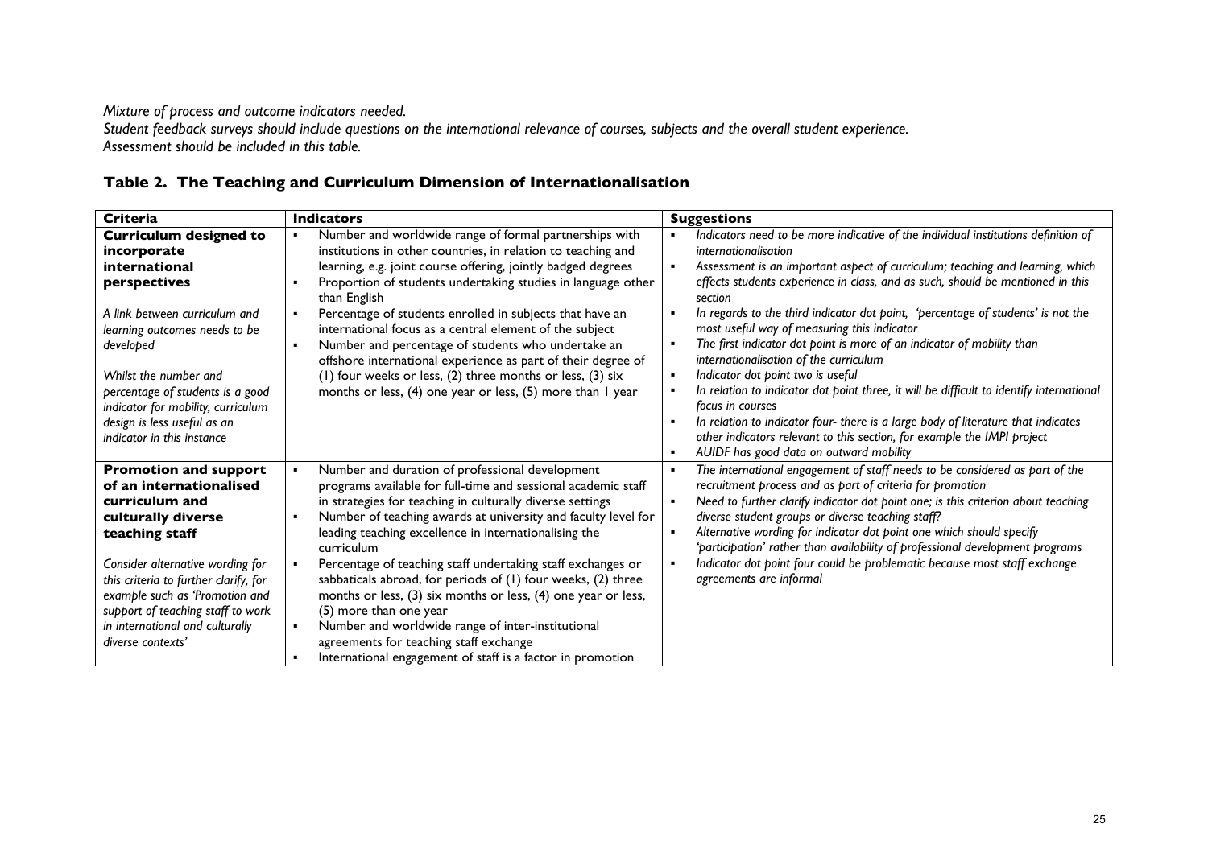*Mixture of process and outcome indicators needed.*
*Student feedback surveys should include questions on the international relevance of courses, subjects and the overall student experience.*
*Assessment should be included in this table.*

### Table 2. The Teaching and Curriculum Dimension of Internationalisation

| Criteria | Indicators | Suggestions |
|---|---|---|
| **Curriculum designed to incorporate international perspectives**<br><br>*A link between curriculum and learning outcomes needs to be developed*<br><br>*Whilst the number and percentage of students is a good indicator for mobility, curriculum design is less useful as an indicator in this instance* | ▪ Number and worldwide range of formal partnerships with institutions in other countries, in relation to teaching and learning, e.g. joint course offering, jointly badged degrees<br>▪ Proportion of students undertaking studies in language other than English<br>▪ Percentage of students enrolled in subjects that have an international focus as a central element of the subject<br>▪ Number and percentage of students who undertake an offshore international experience as part of their degree of (1) four weeks or less, (2) three months or less, (3) six months or less, (4) one year or less, (5) more than 1 year | ▪ *Indicators need to be more indicative of the individual institutions definition of internationalisation*<br>▪ *Assessment is an important aspect of curriculum; teaching and learning, which effects students experience in class, and as such, should be mentioned in this section*<br>▪ *In regards to the third indicator dot point, 'percentage of students' is not the most useful way of measuring this indicator*<br>▪ *The first indicator dot point is more of an indicator of mobility than internationalisation of the curriculum*<br>▪ *Indicator dot point two is useful*<br>▪ *In relation to indicator dot point three, it will be difficult to identify international focus in courses*<br>▪ *In relation to indicator four- there is a large body of literature that indicates other indicators relevant to this section, for example the IMPI project*<br>▪ *AUIDF has good data on outward mobility* |
| **Promotion and support of an internationalised curriculum and culturally diverse teaching staff**<br><br>*Consider alternative wording for this criteria to further clarify, for example such as 'Promotion and support of teaching staff to work in international and culturally diverse contexts'* | ▪ Number and duration of professional development programs available for full-time and sessional academic staff in strategies for teaching in culturally diverse settings<br>▪ Number of teaching awards at university and faculty level for leading teaching excellence in internationalising the curriculum<br>▪ Percentage of teaching staff undertaking staff exchanges or sabbaticals abroad, for periods of (1) four weeks, (2) three months or less, (3) six months or less, (4) one year or less, (5) more than one year<br>▪ Number and worldwide range of inter-institutional agreements for teaching staff exchange<br>▪ International engagement of staff is a factor in promotion | ▪ *The international engagement of staff needs to be considered as part of the recruitment process and as part of criteria for promotion*<br>▪ *Need to further clarify indicator dot point one; is this criterion about teaching diverse student groups or diverse teaching staff?*<br>▪ *Alternative wording for indicator dot point one which should specify 'participation' rather than availability of professional development programs*<br>▪ *Indicator dot point four could be problematic because most staff exchange agreements are informal* |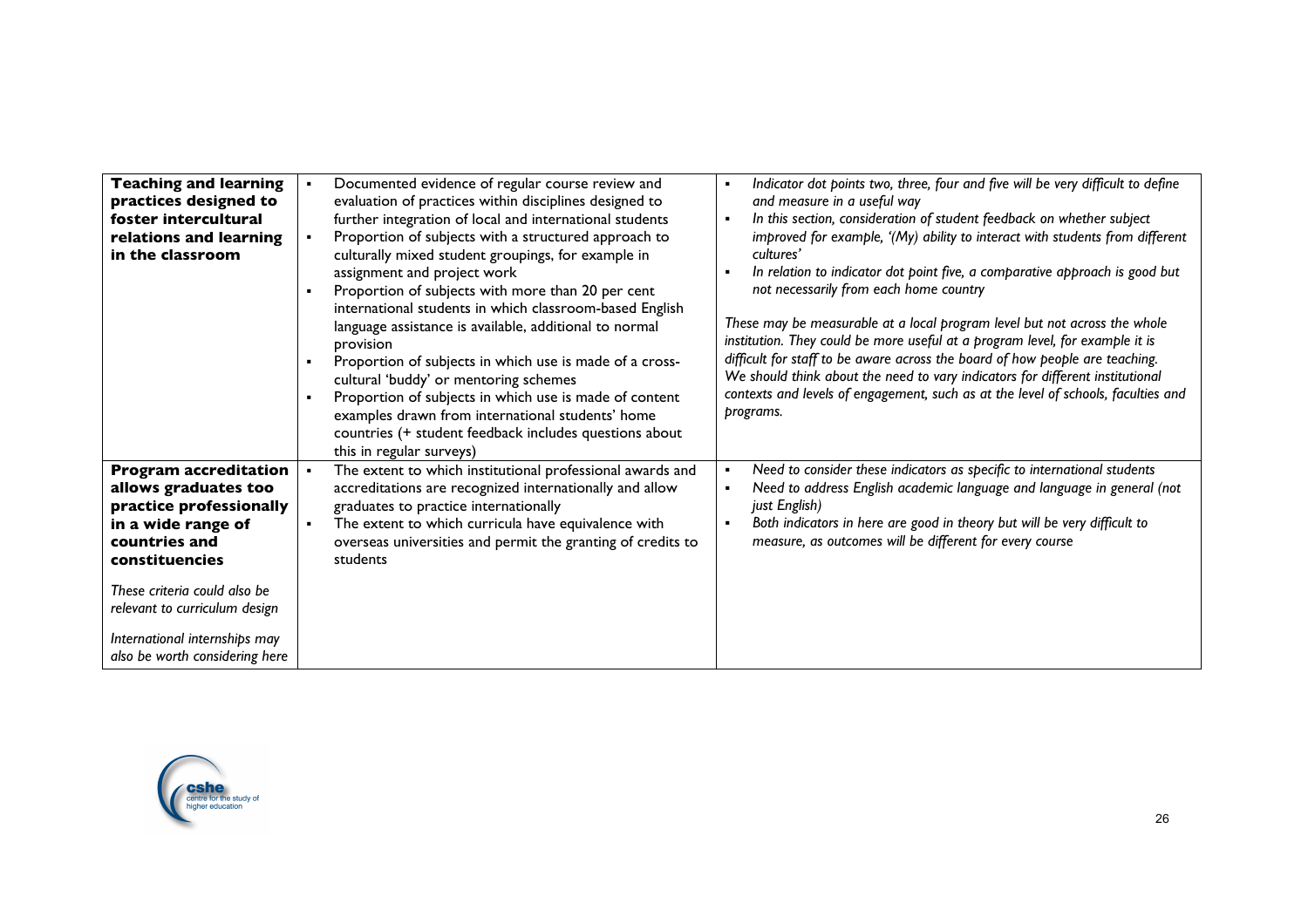| | | |
|---|---|---|
| **Teaching and learning practices designed to foster intercultural relations and learning in the classroom** | ▪ Documented evidence of regular course review and evaluation of practices within disciplines designed to further integration of local and international students<br>▪ Proportion of subjects with a structured approach to culturally mixed student groupings, for example in assignment and project work<br>▪ Proportion of subjects with more than 20 per cent international students in which classroom-based English language assistance is available, additional to normal provision<br>▪ Proportion of subjects in which use is made of a cross-cultural 'buddy' or mentoring schemes<br>▪ Proportion of subjects in which use is made of content examples drawn from international students' home countries (+ student feedback includes questions about this in regular surveys) | ▪ *Indicator dot points two, three, four and five will be very difficult to define and measure in a useful way*<br>▪ *In this section, consideration of student feedback on whether subject improved for example, '(My) ability to interact with students from different cultures'*<br>▪ *In relation to indicator dot point five, a comparative approach is good but not necessarily from each home country*<br><br>*These may be measurable at a local program level but not across the whole institution. They could be more useful at a program level, for example it is difficult for staff to be aware across the board of how people are teaching. We should think about the need to vary indicators for different institutional contexts and levels of engagement, such as at the level of schools, faculties and programs.* |
| **Program accreditation allows graduates too practice professionally in a wide range of countries and constituencies**<br><br>*These criteria could also be relevant to curriculum design*<br><br>*International internships may also be worth considering here* | ▪ The extent to which institutional professional awards and accreditations are recognized internationally and allow graduates to practice internationally<br>▪ The extent to which curricula have equivalence with overseas universities and permit the granting of credits to students | ▪ *Need to consider these indicators as specific to international students*<br>▪ *Need to address English academic language and language in general (not just English)*<br>▪ *Both indicators in here are good in theory but will be very difficult to measure, as outcomes will be different for every course* |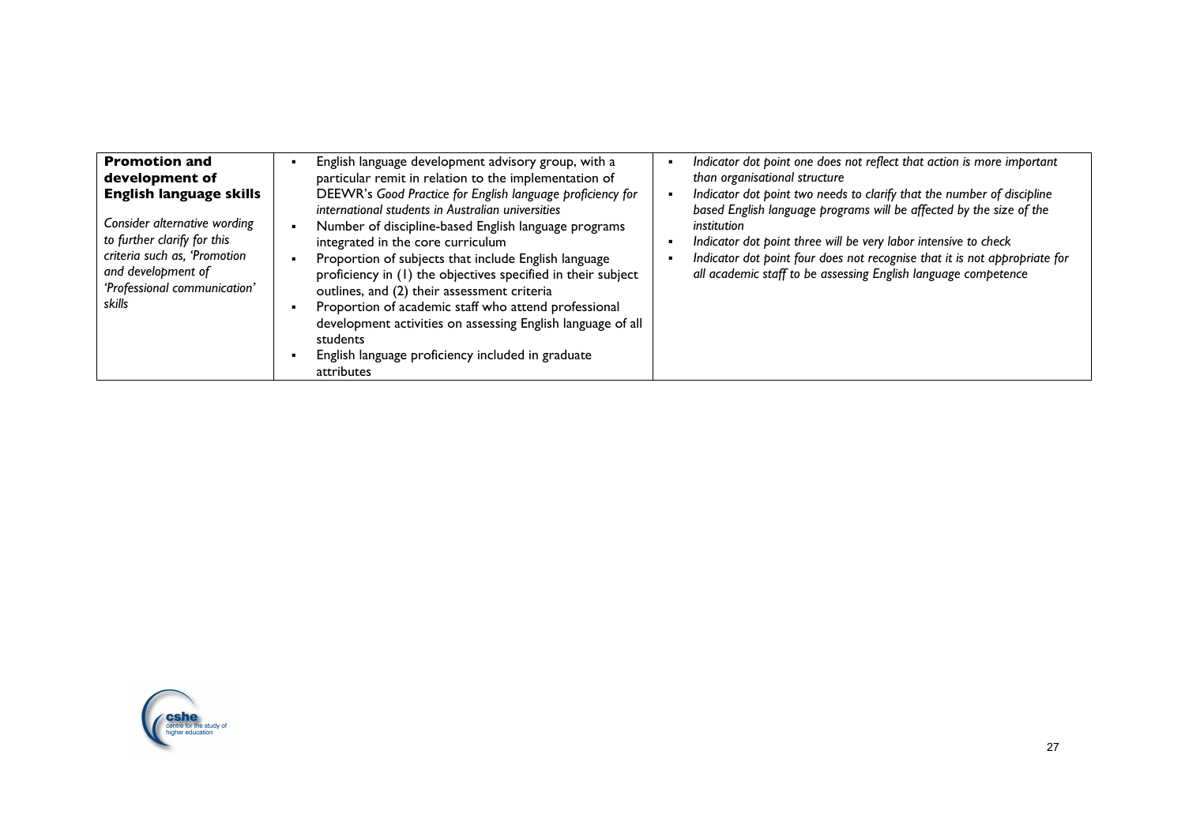| **Promotion and development of English language skills**<br><br>*Consider alternative wording to further clarify for this criteria such as, 'Promotion and development of 'Professional communication' skills* | ▪ English language development advisory group, with a particular remit in relation to the implementation of DEEWR's *Good Practice for English language proficiency for international students in Australian universities*<br>▪ Number of discipline-based English language programs integrated in the core curriculum<br>▪ Proportion of subjects that include English language proficiency in (1) the objectives specified in their subject outlines, and (2) their assessment criteria<br>▪ Proportion of academic staff who attend professional development activities on assessing English language of all students<br>▪ English language proficiency included in graduate attributes | ▪ *Indicator dot point one does not reflect that action is more important than organisational structure*<br>▪ *Indicator dot point two needs to clarify that the number of discipline based English language programs will be affected by the size of the institution*<br>▪ *Indicator dot point three will be very labor intensive to check*<br>▪ *Indicator dot point four does not recognise that it is not appropriate for all academic staff to be assessing English language competence* |
|---|---|---|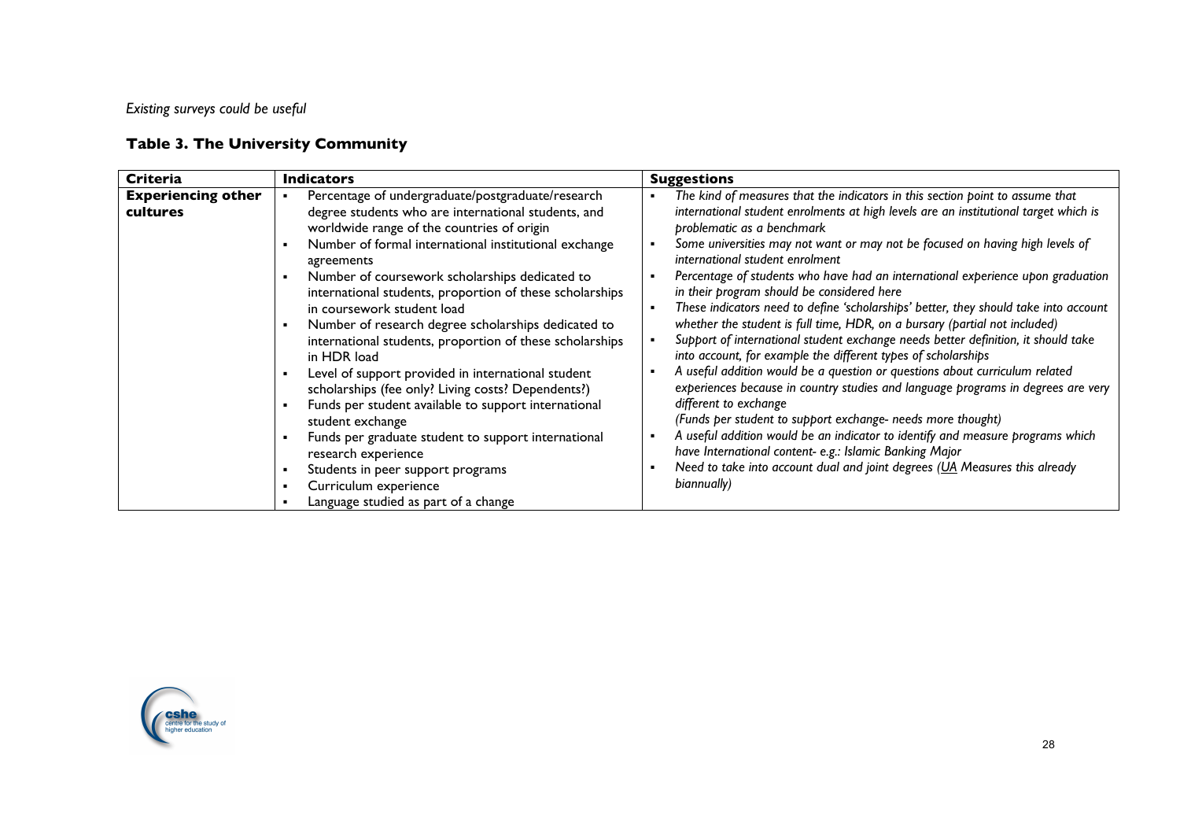*Existing surveys could be useful*

**Table 3. The University Community**

| Criteria | Indicators | Suggestions |
|---|---|---|
| **Experiencing other cultures** | ▪ Percentage of undergraduate/postgraduate/research degree students who are international students, and worldwide range of the countries of origin<br>▪ Number of formal international institutional exchange agreements<br>▪ Number of coursework scholarships dedicated to international students, proportion of these scholarships in coursework student load<br>▪ Number of research degree scholarships dedicated to international students, proportion of these scholarships in HDR load<br>▪ Level of support provided in international student scholarships (fee only? Living costs? Dependents?)<br>▪ Funds per student available to support international student exchange<br>▪ Funds per graduate student to support international research experience<br>▪ Students in peer support programs<br>▪ Curriculum experience<br>▪ Language studied as part of a change | ▪ *The kind of measures that the indicators in this section point to assume that international student enrolments at high levels are an institutional target which is problematic as a benchmark*<br>▪ *Some universities may not want or may not be focused on having high levels of international student enrolment*<br>▪ *Percentage of students who have had an international experience upon graduation in their program should be considered here*<br>▪ *These indicators need to define 'scholarships' better, they should take into account whether the student is full time, HDR, on a bursary (partial not included)*<br>▪ *Support of international student exchange needs better definition, it should take into account, for example the different types of scholarships*<br>▪ *A useful addition would be a question or questions about curriculum related experiences because in country studies and language programs in degrees are very different to exchange*<br>*(Funds per student to support exchange- needs more thought)*<br>▪ *A useful addition would be an indicator to identify and measure programs which have International content- e.g.: Islamic Banking Major*<br>▪ *Need to take into account dual and joint degrees (UA Measures this already biannually)* |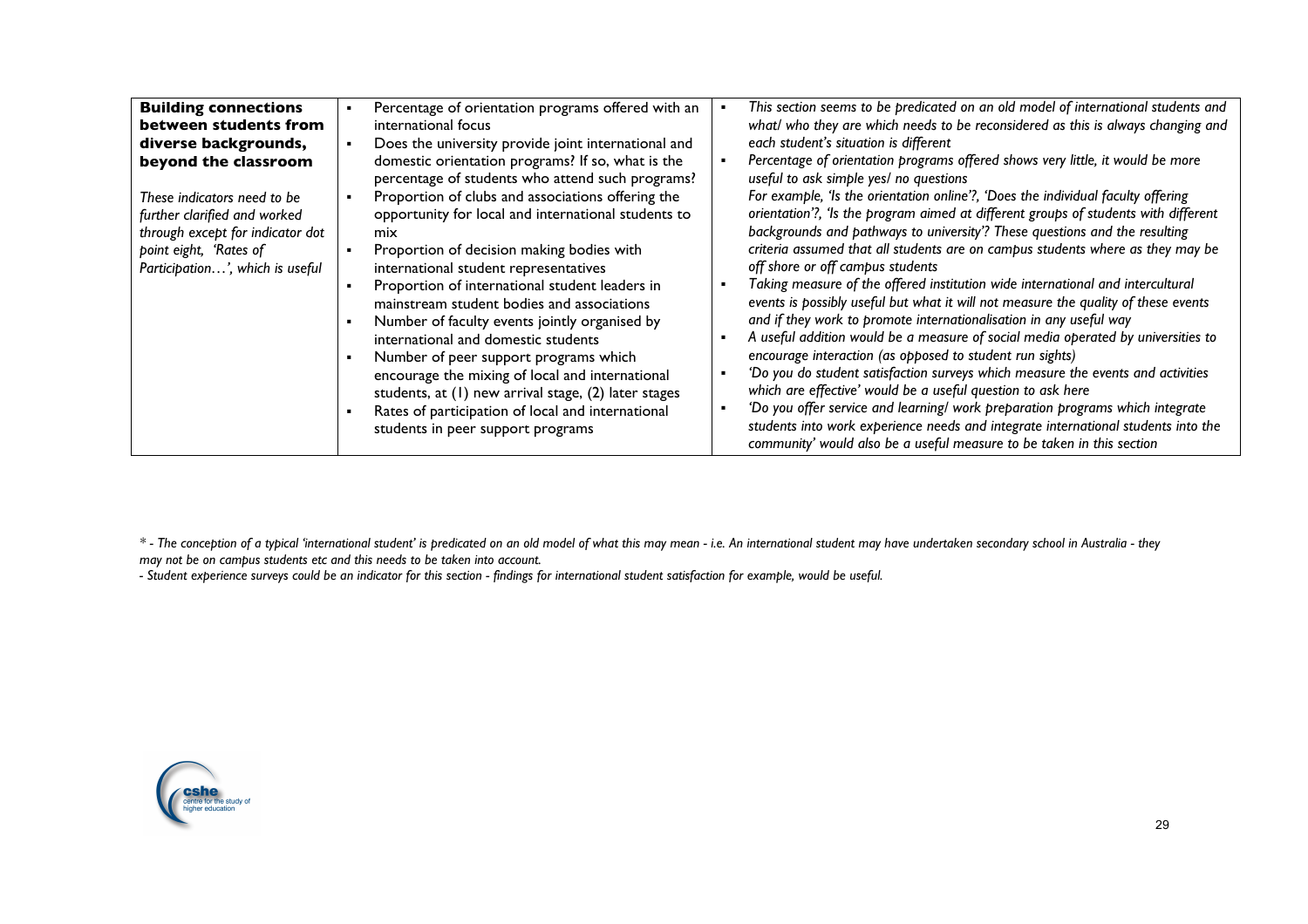| **Building connections between students from diverse backgrounds, beyond the classroom**<br><br>*These indicators need to be further clarified and worked through except for indicator dot point eight, 'Rates of Participation…', which is useful* | ▪ Percentage of orientation programs offered with an international focus<br>▪ Does the university provide joint international and domestic orientation programs? If so, what is the percentage of students who attend such programs?<br>▪ Proportion of clubs and associations offering the opportunity for local and international students to mix<br>▪ Proportion of decision making bodies with international student representatives<br>▪ Proportion of international student leaders in mainstream student bodies and associations<br>▪ Number of faculty events jointly organised by international and domestic students<br>▪ Number of peer support programs which encourage the mixing of local and international students, at (1) new arrival stage, (2) later stages<br>▪ Rates of participation of local and international students in peer support programs | ▪ *This section seems to be predicated on an old model of international students and what/ who they are which needs to be reconsidered as this is always changing and each student's situation is different*<br>▪ *Percentage of orientation programs offered shows very little, it would be more useful to ask simple yes/ no questions*<br>*For example, 'Is the orientation online'?, 'Does the individual faculty offering orientation'?, 'Is the program aimed at different groups of students with different backgrounds and pathways to university'? These questions and the resulting criteria assumed that all students are on campus students where as they may be off shore or off campus students*<br>▪ *Taking measure of the offered institution wide international and intercultural events is possibly useful but what it will not measure the quality of these events and if they work to promote internationalisation in any useful way*<br>▪ *A useful addition would be a measure of social media operated by universities to encourage interaction (as opposed to student run sights)*<br>▪ *'Do you do student satisfaction surveys which measure the events and activities which are effective' would be a useful question to ask here*<br>▪ *'Do you offer service and learning/ work preparation programs which integrate students into work experience needs and integrate international students into the community' would also be a useful measure to be taken in this section* |
|---|---|---|

*\* - The conception of a typical 'international student' is predicated on an old model of what this may mean - i.e. An international student may have undertaken secondary school in Australia - they may not be on campus students etc and this needs to be taken into account.*

*- Student experience surveys could be an indicator for this section - findings for international student satisfaction for example, would be useful.*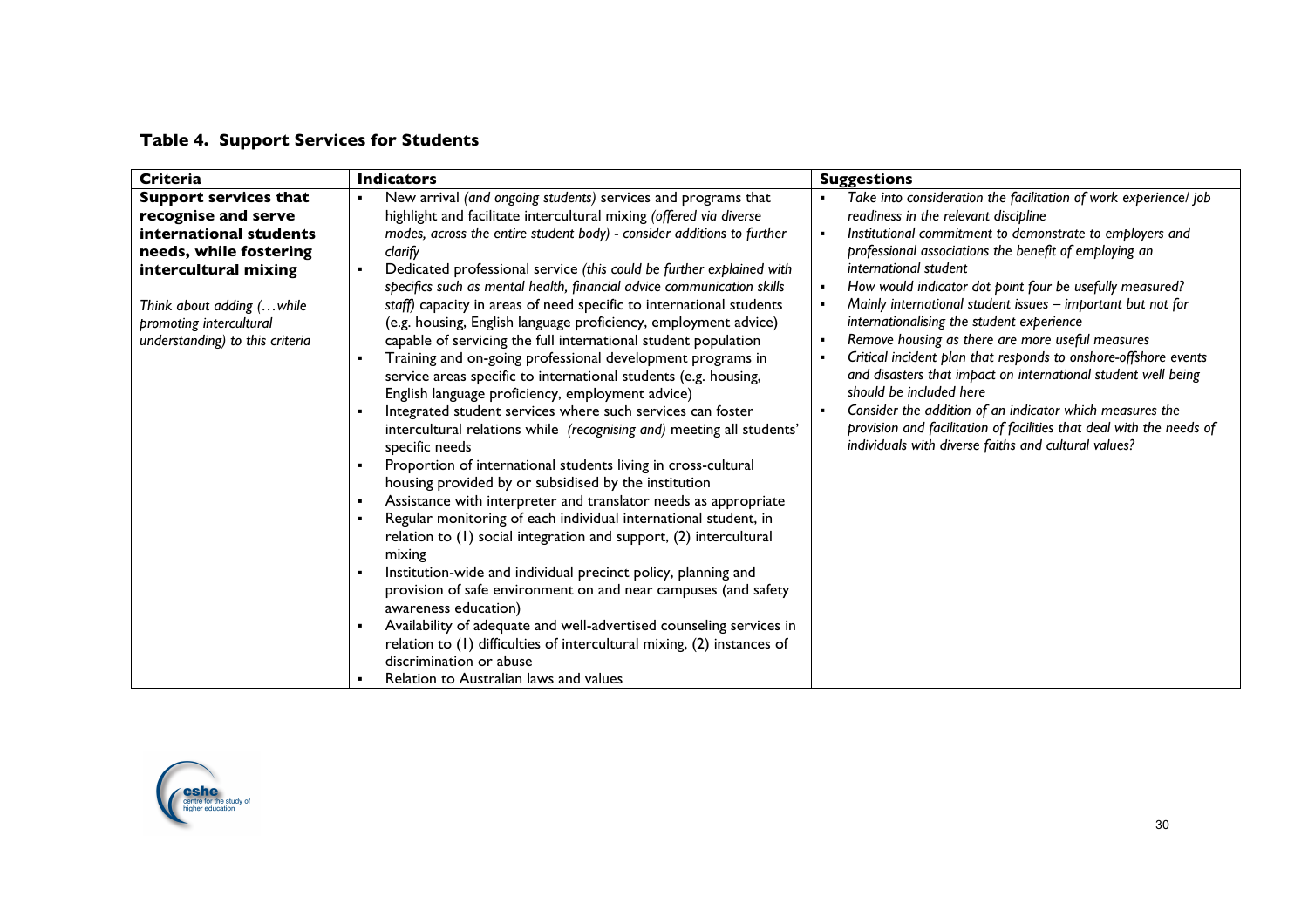**Table 4. Support Services for Students**

| Criteria | Indicators | Suggestions |
|---|---|---|
| **Support services that recognise and serve international students needs, while fostering intercultural mixing**<br><br>*Think about adding (…while promoting intercultural understanding) to this criteria* | ▪ New arrival *(and ongoing students)* services and programs that highlight and facilitate intercultural mixing *(offered via diverse modes, across the entire student body) - consider additions to further clarify*<br>▪ Dedicated professional service *(this could be further explained with specifics such as mental health, financial advice communication skills staff)* capacity in areas of need specific to international students (e.g. housing, English language proficiency, employment advice) capable of servicing the full international student population<br>▪ Training and on-going professional development programs in service areas specific to international students (e.g. housing, English language proficiency, employment advice)<br>▪ Integrated student services where such services can foster intercultural relations while *(recognising and)* meeting all students' specific needs<br>▪ Proportion of international students living in cross-cultural housing provided by or subsidised by the institution<br>▪ Assistance with interpreter and translator needs as appropriate<br>▪ Regular monitoring of each individual international student, in relation to (1) social integration and support, (2) intercultural mixing<br>▪ Institution-wide and individual precinct policy, planning and provision of safe environment on and near campuses (and safety awareness education)<br>▪ Availability of adequate and well-advertised counseling services in relation to (1) difficulties of intercultural mixing, (2) instances of discrimination or abuse<br>▪ Relation to Australian laws and values | ▪ *Take into consideration the facilitation of work experience/ job readiness in the relevant discipline*<br>▪ *Institutional commitment to demonstrate to employers and professional associations the benefit of employing an international student*<br>▪ *How would indicator dot point four be usefully measured?*<br>▪ *Mainly international student issues – important but not for internationalising the student experience*<br>▪ *Remove housing as there are more useful measures*<br>▪ *Critical incident plan that responds to onshore-offshore events and disasters that impact on international student well being should be included here*<br>▪ *Consider the addition of an indicator which measures the provision and facilitation of facilities that deal with the needs of individuals with diverse faiths and cultural values?* |